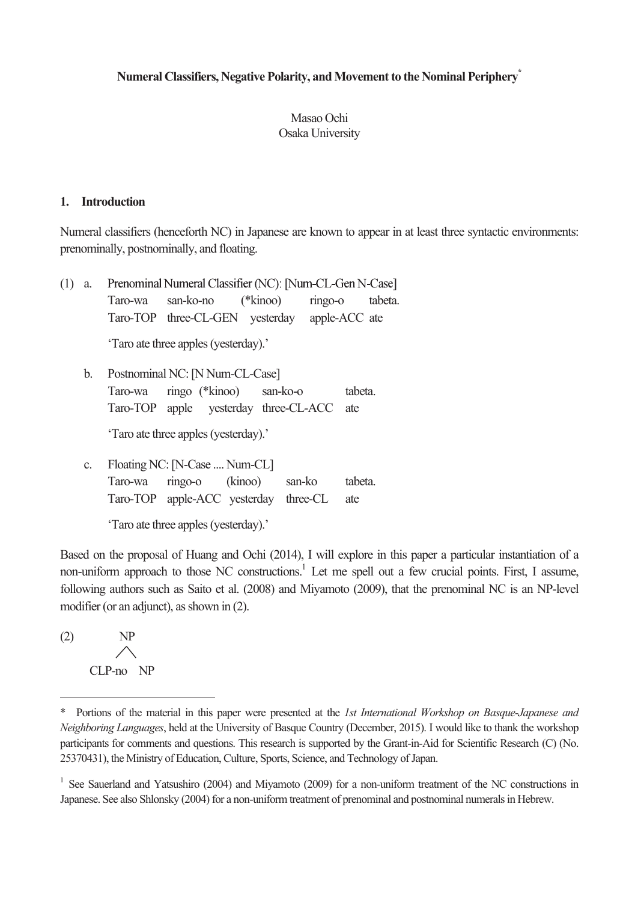**Numeral Classifiers, Negative Polarity, and Movement to the Nominal Periphery**[*]

Masao Ochi
Osaka University

## 1. Introduction

Numeral classifiers (henceforth NC) in Japanese are known to appear in at least three syntactic environments: prenominally, postnominally, and floating.

(1) a. Prenominal Numeral Classifier (NC): [Num-CL-Gen N-Case]

| | | | | |
|---|---|---|---|---|
| Taro-wa | san-ko-no | (*kinoo) | ringo-o | tabeta. |
| Taro-TOP | three-CL-GEN | yesterday | apple-ACC | ate |

'Taro ate three apples (yesterday).'

b. Postnominal NC: [N Num-CL-Case]

| | | | | |
|---|---|---|---|---|
| Taro-wa | ringo | (*kinoo) | san-ko-o | tabeta. |
| Taro-TOP | apple | yesterday | three-CL-ACC | ate |

'Taro ate three apples (yesterday).'

c. Floating NC: [N-Case .... Num-CL]

| | | | | |
|---|---|---|---|---|
| Taro-wa | ringo-o | (kinoo) | san-ko | tabeta. |
| Taro-TOP | apple-ACC | yesterday | three-CL | ate |

'Taro ate three apples (yesterday).'

Based on the proposal of Huang and Ochi (2014), I will explore in this paper a particular instantiation of a non-uniform approach to those NC constructions.[1] Let me spell out a few crucial points. First, I assume, following authors such as Saito et al. (2008) and Miyamoto (2009), that the prenominal NC is an NP-level modifier (or an adjunct), as shown in (2).

(2) [NP CLP-no NP]

---

\* Portions of the material in this paper were presented at the *1st International Workshop on Basque-Japanese and Neighboring Languages*, held at the University of Basque Country (December, 2015). I would like to thank the workshop participants for comments and questions. This research is supported by the Grant-in-Aid for Scientific Research (C) (No. 25370431), the Ministry of Education, Culture, Sports, Science, and Technology of Japan.

[1] See Sauerland and Yatsushiro (2004) and Miyamoto (2009) for a non-uniform treatment of the NC constructions in Japanese. See also Shlonsky (2004) for a non-uniform treatment of prenominal and postnominal numerals in Hebrew.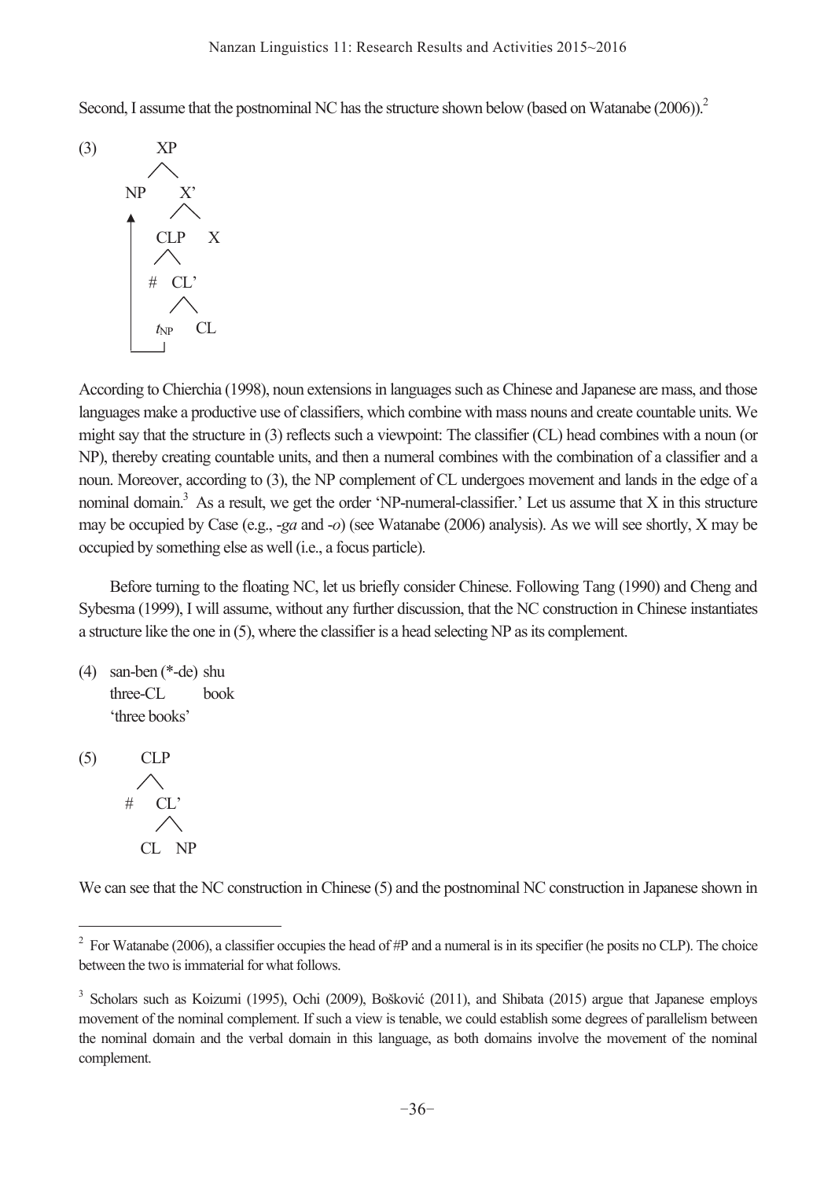Second, I assume that the postnominal NC has the structure shown below (based on Watanabe (2006)).[2]

```
(3)        XP
          /  \
        NP    X'
        ▲    /  \
        |  CLP   X
        |  /  \
        | #   CL'
        |    /   \
        |  t_NP   CL
        |___|
```

According to Chierchia (1998), noun extensions in languages such as Chinese and Japanese are mass, and those languages make a productive use of classifiers, which combine with mass nouns and create countable units. We might say that the structure in (3) reflects such a viewpoint: The classifier (CL) head combines with a noun (or NP), thereby creating countable units, and then a numeral combines with the combination of a classifier and a noun. Moreover, according to (3), the NP complement of CL undergoes movement and lands in the edge of a nominal domain.[3] As a result, we get the order 'NP-numeral-classifier.' Let us assume that X in this structure may be occupied by Case (e.g., -*ga* and -*o*) (see Watanabe (2006) analysis). As we will see shortly, X may be occupied by something else as well (i.e., a focus particle).

Before turning to the floating NC, let us briefly consider Chinese. Following Tang (1990) and Cheng and Sybesma (1999), I will assume, without any further discussion, that the NC construction in Chinese instantiates a structure like the one in (5), where the classifier is a head selecting NP as its complement.

(4) san-ben (*-de) shu
    three-CL      book
    'three books'

```
(5)     CLP
       /   \
      #    CL'
          /   \
        CL     NP
```

We can see that the NC construction in Chinese (5) and the postnominal NC construction in Japanese shown in

---

[2] For Watanabe (2006), a classifier occupies the head of #P and a numeral is in its specifier (he posits no CLP). The choice between the two is immaterial for what follows.

[3] Scholars such as Koizumi (1995), Ochi (2009), Bošković (2011), and Shibata (2015) argue that Japanese employs movement of the nominal complement. If such a view is tenable, we could establish some degrees of parallelism between the nominal domain and the verbal domain in this language, as both domains involve the movement of the nominal complement.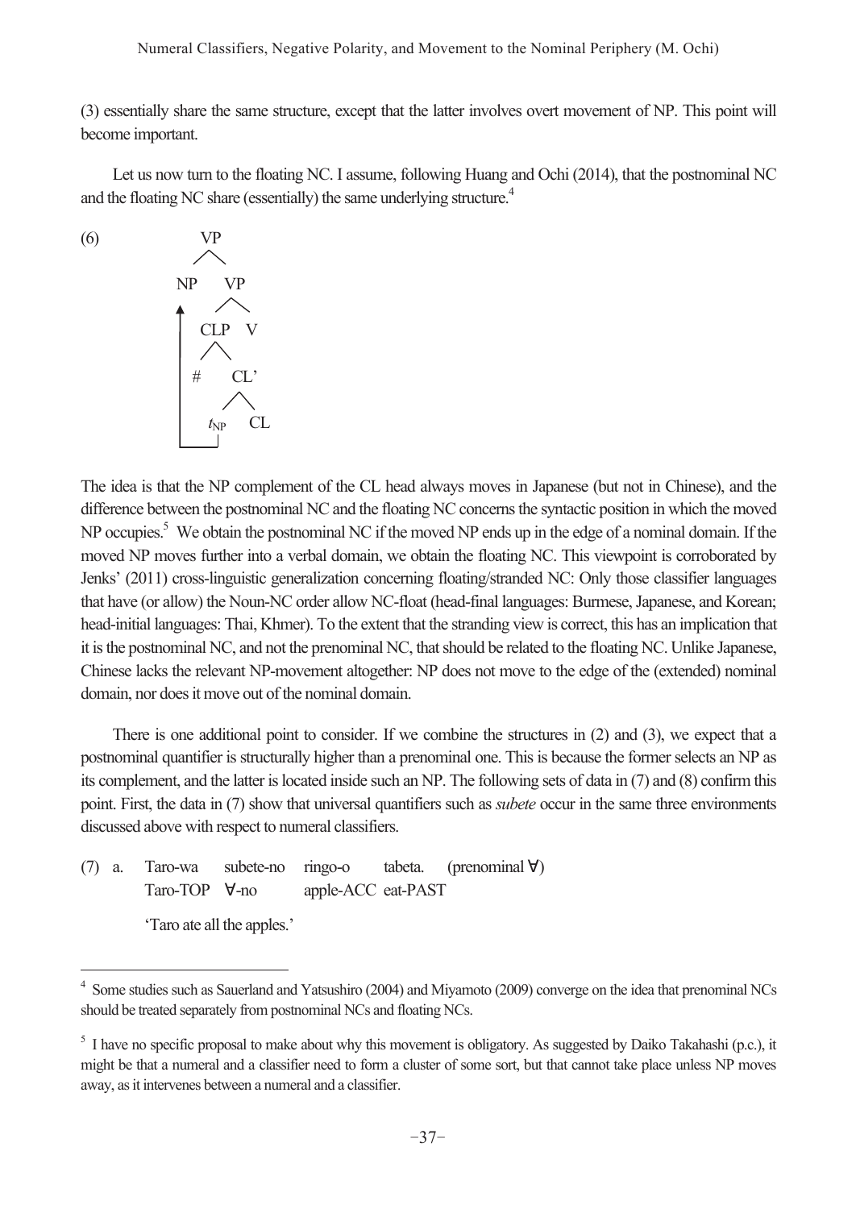(3) essentially share the same structure, except that the latter involves overt movement of NP. This point will become important.

Let us now turn to the floating NC. I assume, following Huang and Ochi (2014), that the postnominal NC and the floating NC share (essentially) the same underlying structure.[4]

(6)

```
        VP
       /  \
     NP    VP
     ^    /  \
     |  CLP   V
     |  /  \
     | #    CL'
     |     /  \
     |__ t_NP  CL
```

The idea is that the NP complement of the CL head always moves in Japanese (but not in Chinese), and the difference between the postnominal NC and the floating NC concerns the syntactic position in which the moved NP occupies.[5] We obtain the postnominal NC if the moved NP ends up in the edge of a nominal domain. If the moved NP moves further into a verbal domain, we obtain the floating NC. This viewpoint is corroborated by Jenks' (2011) cross-linguistic generalization concerning floating/stranded NC: Only those classifier languages that have (or allow) the Noun-NC order allow NC-float (head-final languages: Burmese, Japanese, and Korean; head-initial languages: Thai, Khmer). To the extent that the stranding view is correct, this has an implication that it is the postnominal NC, and not the prenominal NC, that should be related to the floating NC. Unlike Japanese, Chinese lacks the relevant NP-movement altogether: NP does not move to the edge of the (extended) nominal domain, nor does it move out of the nominal domain.

There is one additional point to consider. If we combine the structures in (2) and (3), we expect that a postnominal quantifier is structurally higher than a prenominal one. This is because the former selects an NP as its complement, and the latter is located inside such an NP. The following sets of data in (7) and (8) confirm this point. First, the data in (7) show that universal quantifiers such as *subete* occur in the same three environments discussed above with respect to numeral classifiers.

(7) a. Taro-wa subete-no ringo-o tabeta. (prenominal ∀)
 Taro-TOP ∀-no apple-ACC eat-PAST
 'Taro ate all the apples.'

---

[4] Some studies such as Sauerland and Yatsushiro (2004) and Miyamoto (2009) converge on the idea that prenominal NCs should be treated separately from postnominal NCs and floating NCs.

[5] I have no specific proposal to make about why this movement is obligatory. As suggested by Daiko Takahashi (p.c.), it might be that a numeral and a classifier need to form a cluster of some sort, but that cannot take place unless NP moves away, as it intervenes between a numeral and a classifier.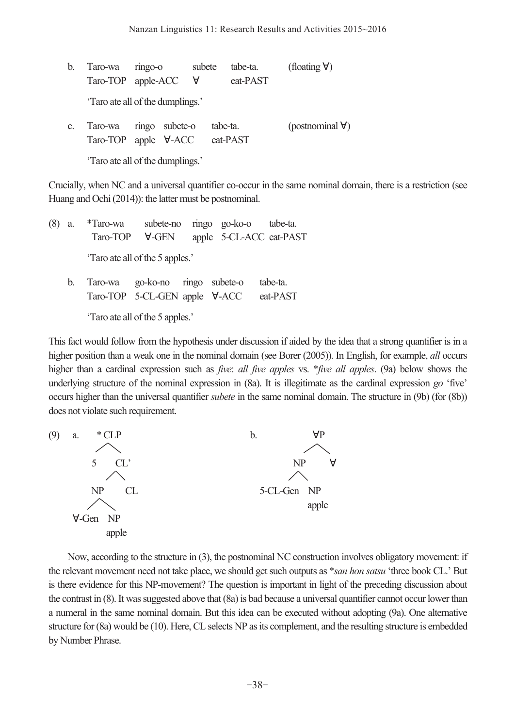b. Taro-wa ringo-o subete tabe-ta. (floating ∀)
   Taro-TOP apple-ACC ∀ eat-PAST

   'Taro ate all of the dumplings.'

c. Taro-wa ringo subete-o tabe-ta. (postnominal ∀)
   Taro-TOP apple ∀-ACC eat-PAST

   'Taro ate all of the dumplings.'

Crucially, when NC and a universal quantifier co-occur in the same nominal domain, there is a restriction (see Huang and Ochi (2014)): the latter must be postnominal.

(8) a. *Taro-wa subete-no ringo go-ko-o tabe-ta.
   Taro-TOP ∀-GEN apple 5-CL-ACC eat-PAST

   'Taro ate all of the 5 apples.'

b. Taro-wa go-ko-no ringo subete-o tabe-ta.
   Taro-TOP 5-CL-GEN apple ∀-ACC eat-PAST

   'Taro ate all of the 5 apples.'

This fact would follow from the hypothesis under discussion if aided by the idea that a strong quantifier is in a higher position than a weak one in the nominal domain (see Borer (2005)). In English, for example, *all* occurs higher than a cardinal expression such as *five*: *all five apples* vs. \**five all apples*. (9a) below shows the underlying structure of the nominal expression in (8a). It is illegitimate as the cardinal expression *go* 'five' occurs higher than the universal quantifier *subete* in the same nominal domain. The structure in (9b) (for (8b)) does not violate such requirement.

(9) a. [* CLP 5 [CL' [NP ∀-Gen [NP apple]] CL]]

b. [∀P [NP 5-CL-Gen [NP apple]] ∀]

Now, according to the structure in (3), the postnominal NC construction involves obligatory movement: if the relevant movement need not take place, we should get such outputs as \**san hon satsu* 'three book CL.' But is there evidence for this NP-movement? The question is important in light of the preceding discussion about the contrast in (8). It was suggested above that (8a) is bad because a universal quantifier cannot occur lower than a numeral in the same nominal domain. But this idea can be executed without adopting (9a). One alternative structure for (8a) would be (10). Here, CL selects NP as its complement, and the resulting structure is embedded by Number Phrase.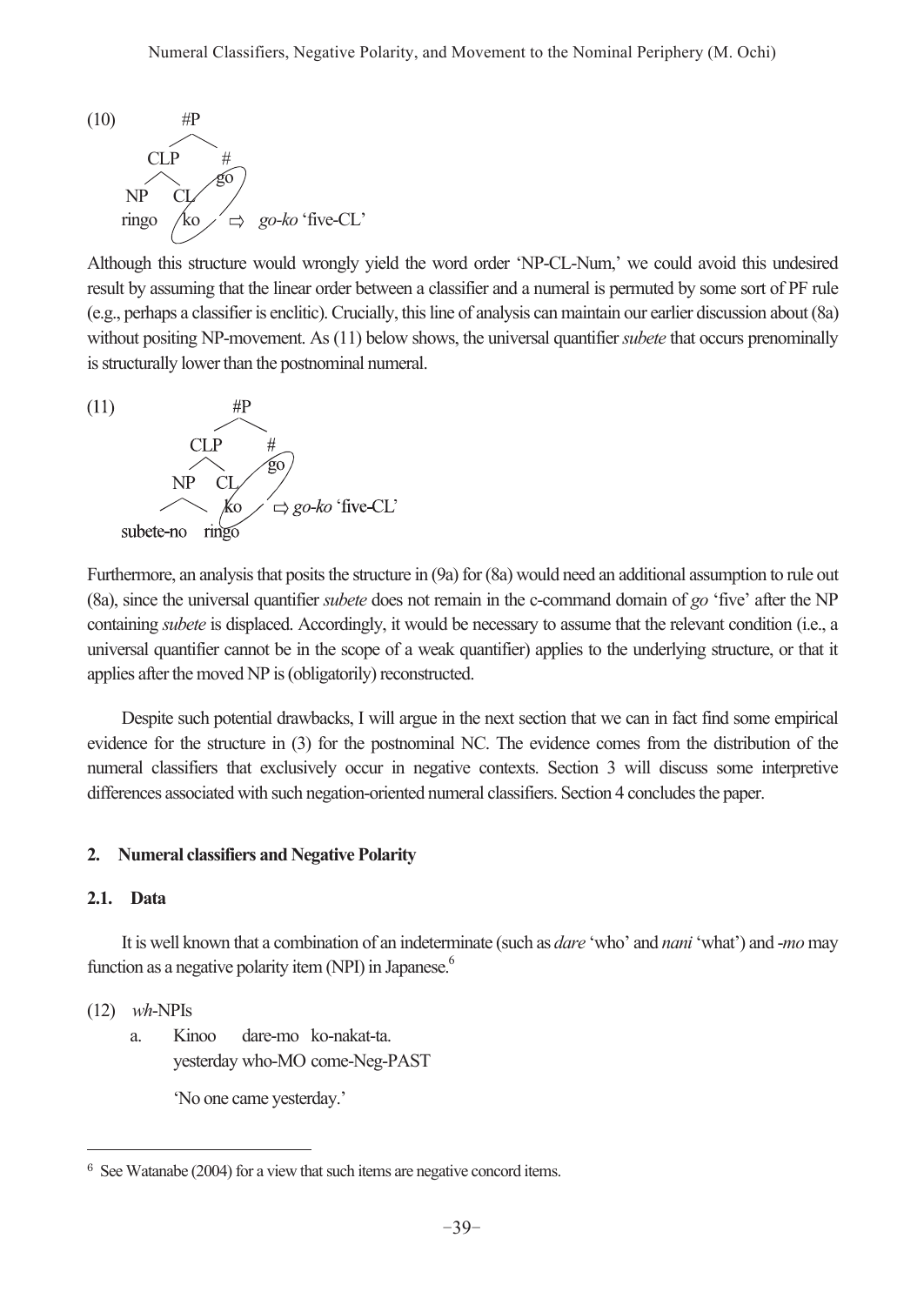(10) [#P [CLP [NP ringo] [CL ko]] [# go]] ⇨ *go-ko* 'five-CL'

Although this structure would wrongly yield the word order 'NP-CL-Num,' we could avoid this undesired result by assuming that the linear order between a classifier and a numeral is permuted by some sort of PF rule (e.g., perhaps a classifier is enclitic). Crucially, this line of analysis can maintain our earlier discussion about (8a) without positing NP-movement. As (11) below shows, the universal quantifier *subete* that occurs prenominally is structurally lower than the postnominal numeral.

(11) [#P [CLP [NP subete-no ringo] [CL ko]] [# go]] ⇨ *go-ko* 'five-CL'

Furthermore, an analysis that posits the structure in (9a) for (8a) would need an additional assumption to rule out (8a), since the universal quantifier *subete* does not remain in the c-command domain of *go* 'five' after the NP containing *subete* is displaced. Accordingly, it would be necessary to assume that the relevant condition (i.e., a universal quantifier cannot be in the scope of a weak quantifier) applies to the underlying structure, or that it applies after the moved NP is (obligatorily) reconstructed.

Despite such potential drawbacks, I will argue in the next section that we can in fact find some empirical evidence for the structure in (3) for the postnominal NC. The evidence comes from the distribution of the numeral classifiers that exclusively occur in negative contexts. Section 3 will discuss some interpretive differences associated with such negation-oriented numeral classifiers. Section 4 concludes the paper.

## 2. Numeral classifiers and Negative Polarity

### 2.1. Data

It is well known that a combination of an indeterminate (such as *dare* 'who' and *nani* 'what') and *-mo* may function as a negative polarity item (NPI) in Japanese.[6]

(12) *wh*-NPIs

a. Kinoo dare-mo ko-nakat-ta.
   yesterday who-MO come-Neg-PAST

   'No one came yesterday.'

---

[6] See Watanabe (2004) for a view that such items are negative concord items.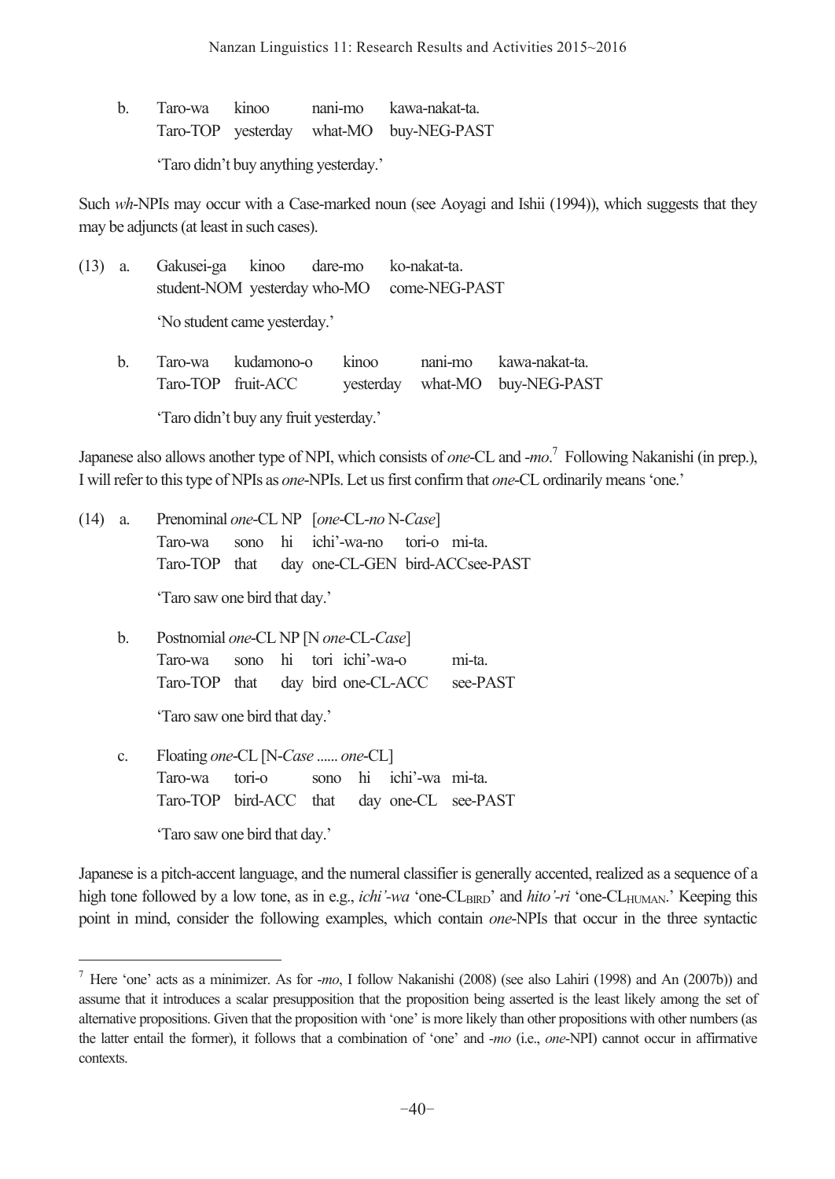b. Taro-wa kinoo nani-mo kawa-nakat-ta.
   Taro-TOP yesterday what-MO buy-NEG-PAST

   'Taro didn't buy anything yesterday.'

Such *wh*-NPIs may occur with a Case-marked noun (see Aoyagi and Ishii (1994)), which suggests that they may be adjuncts (at least in such cases).

(13) a. Gakusei-ga kinoo dare-mo ko-nakat-ta.
   student-NOM yesterday who-MO come-NEG-PAST

   'No student came yesterday.'

b. Taro-wa kudamono-o kinoo nani-mo kawa-nakat-ta.
   Taro-TOP fruit-ACC yesterday what-MO buy-NEG-PAST

   'Taro didn't buy any fruit yesterday.'

Japanese also allows another type of NPI, which consists of *one*-CL and -*mo*.[7] Following Nakanishi (in prep.), I will refer to this type of NPIs as *one*-NPIs. Let us first confirm that *one*-CL ordinarily means 'one.'

(14) a. Prenominal *one*-CL NP [*one*-CL-*no* N-*Case*]
   Taro-wa sono hi ichi'-wa-no tori-o mi-ta.
   Taro-TOP that day one-CL-GEN bird-ACCsee-PAST

   'Taro saw one bird that day.'

b. Postnomial *one*-CL NP [N *one*-CL-*Case*]
   Taro-wa sono hi tori ichi'-wa-o mi-ta.
   Taro-TOP that day bird one-CL-ACC see-PAST

   'Taro saw one bird that day.'

c. Floating *one*-CL [N-*Case* ...... *one*-CL]
   Taro-wa tori-o sono hi ichi'-wa mi-ta.
   Taro-TOP bird-ACC that day one-CL see-PAST

   'Taro saw one bird that day.'

Japanese is a pitch-accent language, and the numeral classifier is generally accented, realized as a sequence of a high tone followed by a low tone, as in e.g., *ichi'-wa* 'one-$CL_{BIRD}$' and *hito'-ri* 'one-$CL_{HUMAN}$.' Keeping this point in mind, consider the following examples, which contain *one*-NPIs that occur in the three syntactic

---

[7] Here 'one' acts as a minimizer. As for -*mo*, I follow Nakanishi (2008) (see also Lahiri (1998) and An (2007b)) and assume that it introduces a scalar presupposition that the proposition being asserted is the least likely among the set of alternative propositions. Given that the proposition with 'one' is more likely than other propositions with other numbers (as the latter entail the former), it follows that a combination of 'one' and -*mo* (i.e., *one*-NPI) cannot occur in affirmative contexts.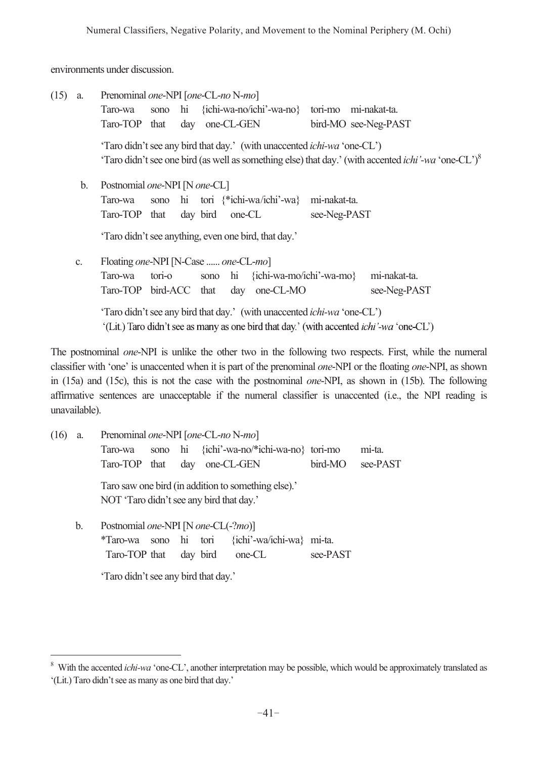environments under discussion.

(15) a. Prenominal *one*-NPI [*one*-CL-*no* N-*mo*]

Taro-wa sono hi {ichi-wa-no/ichi'-wa-no} tori-mo mi-nakat-ta.
Taro-TOP that day one-CL-GEN bird-MO see-Neg-PAST

'Taro didn't see any bird that day.' (with unaccented *ichi-wa* 'one-CL')
'Taro didn't see one bird (as well as something else) that day.' (with accented *ichi'-wa* 'one-CL')[8]

b. Postnomial *one*-NPI [N *one*-CL]

Taro-wa sono hi tori {*ichi-wa/ichi'-wa} mi-nakat-ta.
Taro-TOP that day bird one-CL see-Neg-PAST

'Taro didn't see anything, even one bird, that day.'

c. Floating *one*-NPI [N-Case ...... *one*-CL-*mo*]

Taro-wa tori-o sono hi {ichi-wa-mo/ichi'-wa-mo} mi-nakat-ta.
Taro-TOP bird-ACC that day one-CL-MO see-Neg-PAST

'Taro didn't see any bird that day.' (with unaccented *ichi-wa* 'one-CL')
'(Lit.) Taro didn't see as many as one bird that day.' (with accented *ichi'-wa* 'one-CL')

The postnominal *one*-NPI is unlike the other two in the following two respects. First, while the numeral classifier with 'one' is unaccented when it is part of the prenominal *one*-NPI or the floating *one*-NPI, as shown in (15a) and (15c), this is not the case with the postnominal *one*-NPI, as shown in (15b). The following affirmative sentences are unacceptable if the numeral classifier is unaccented (i.e., the NPI reading is unavailable).

(16) a. Prenominal *one*-NPI [*one*-CL-*no* N-*mo*]

Taro-wa sono hi {ichi'-wa-no/*ichi-wa-no} tori-mo mi-ta.
Taro-TOP that day one-CL-GEN bird-MO see-PAST

Taro saw one bird (in addition to something else).'
NOT 'Taro didn't see any bird that day.'

b. Postnomial *one*-NPI [N *one*-CL(-?*mo*)]

*Taro-wa sono hi tori {ichi'-wa/ichi-wa} mi-ta.
Taro-TOP that day bird one-CL see-PAST

'Taro didn't see any bird that day.'

---

[8] With the accented *ichi-wa* 'one-CL', another interpretation may be possible, which would be approximately translated as '(Lit.) Taro didn't see as many as one bird that day.'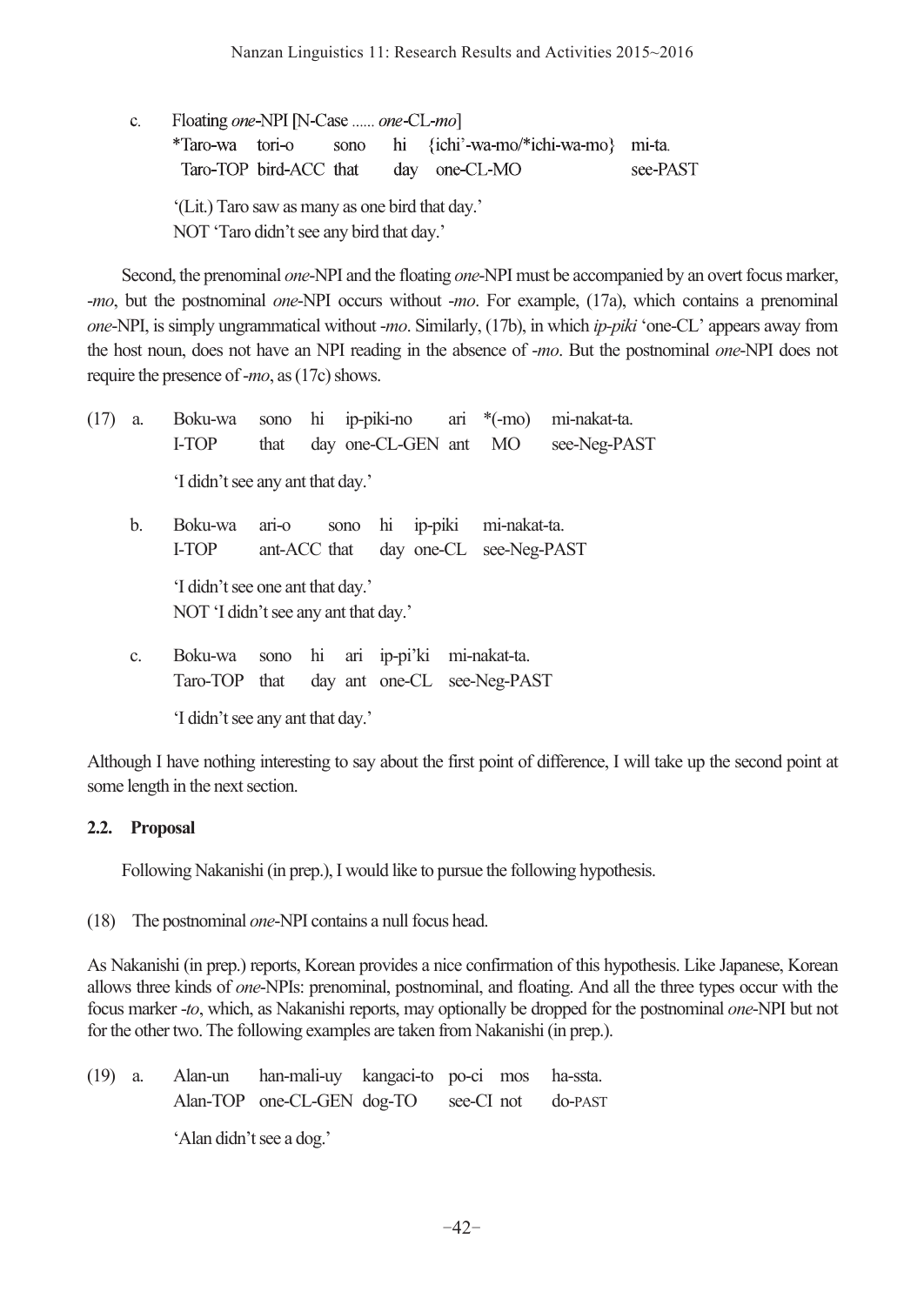c. Floating *one*-NPI [N-Case ...... *one*-CL-*mo*]

| | | | | | | |
|---|---|---|---|---|---|---|
| *Taro-wa | tori-o | sono | hi | {ichi'-wa-mo/*ichi-wa-mo} | mi-ta. |
| Taro-TOP | bird-ACC | that | day | one-CL-MO | see-PAST |

'(Lit.) Taro saw as many as one bird that day.'
NOT 'Taro didn't see any bird that day.'

Second, the prenominal *one*-NPI and the floating *one*-NPI must be accompanied by an overt focus marker, -*mo*, but the postnominal *one*-NPI occurs without -*mo*. For example, (17a), which contains a prenominal *one*-NPI, is simply ungrammatical without -*mo*. Similarly, (17b), in which *ip-piki* 'one-CL' appears away from the host noun, does not have an NPI reading in the absence of -*mo*. But the postnominal *one*-NPI does not require the presence of -*mo*, as (17c) shows.

(17) a. Boku-wa sono hi ip-piki-no ari *(-mo) mi-nakat-ta.
I-TOP that day one-CL-GEN ant MO see-Neg-PAST

'I didn't see any ant that day.'

b. Boku-wa ari-o sono hi ip-piki mi-nakat-ta.
I-TOP ant-ACC that day one-CL see-Neg-PAST

'I didn't see one ant that day.'
NOT 'I didn't see any ant that day.'

c. Boku-wa sono hi ari ip-pi'ki mi-nakat-ta.
Taro-TOP that day ant one-CL see-Neg-PAST

'I didn't see any ant that day.'

Although I have nothing interesting to say about the first point of difference, I will take up the second point at some length in the next section.

### 2.2. Proposal

Following Nakanishi (in prep.), I would like to pursue the following hypothesis.

(18) The postnominal *one*-NPI contains a null focus head.

As Nakanishi (in prep.) reports, Korean provides a nice confirmation of this hypothesis. Like Japanese, Korean allows three kinds of *one*-NPIs: prenominal, postnominal, and floating. And all the three types occur with the focus marker -*to*, which, as Nakanishi reports, may optionally be dropped for the postnominal *one*-NPI but not for the other two. The following examples are taken from Nakanishi (in prep.).

(19) a. Alan-un han-mali-uy kangaci-to po-ci mos ha-ssta.
Alan-TOP one-CL-GEN dog-TO see-CI not do-PAST

'Alan didn't see a dog.'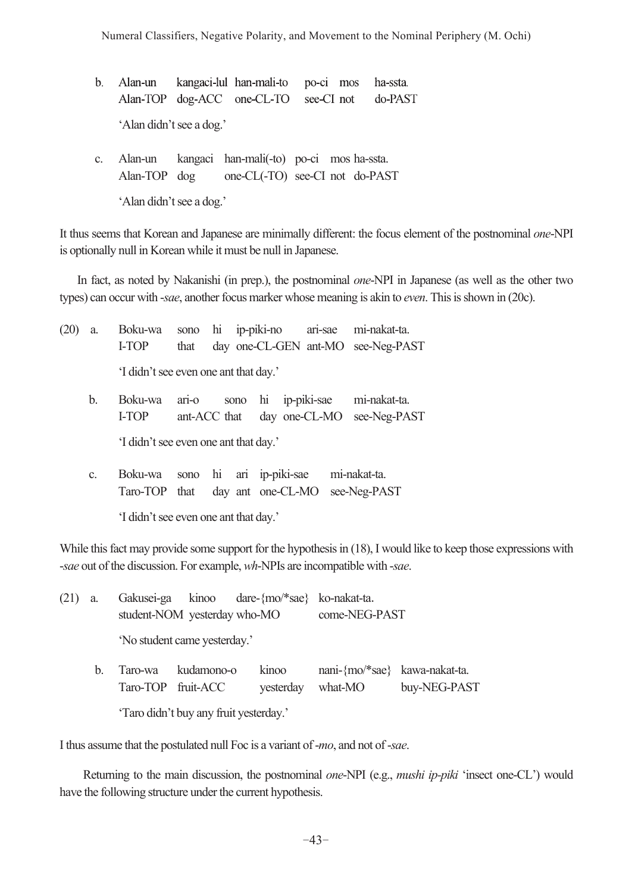b. Alan-un kangaci-lul han-mali-to po-ci mos ha-ssta.
   Alan-TOP dog-ACC one-CL-TO see-CI not do-PAST
   'Alan didn't see a dog.'

c. Alan-un kangaci han-mali(-to) po-ci mos ha-ssta.
   Alan-TOP dog one-CL(-TO) see-CI not do-PAST
   'Alan didn't see a dog.'

It thus seems that Korean and Japanese are minimally different: the focus element of the postnominal *one*-NPI is optionally null in Korean while it must be null in Japanese.

In fact, as noted by Nakanishi (in prep.), the postnominal *one*-NPI in Japanese (as well as the other two types) can occur with *-sae*, another focus marker whose meaning is akin to *even*. This is shown in (20c).

(20) a. Boku-wa sono hi ip-piki-no ari-sae mi-nakat-ta.
   I-TOP that day one-CL-GEN ant-MO see-Neg-PAST
   'I didn't see even one ant that day.'

b. Boku-wa ari-o sono hi ip-piki-sae mi-nakat-ta.
   I-TOP ant-ACC that day one-CL-MO see-Neg-PAST
   'I didn't see even one ant that day.'

c. Boku-wa sono hi ari ip-piki-sae mi-nakat-ta.
   Taro-TOP that day ant one-CL-MO see-Neg-PAST
   'I didn't see even one ant that day.'

While this fact may provide some support for the hypothesis in (18), I would like to keep those expressions with *-sae* out of the discussion. For example, *wh*-NPIs are incompatible with *-sae*.

(21) a. Gakusei-ga kinoo dare-{mo/*sae} ko-nakat-ta.
   student-NOM yesterday who-MO come-NEG-PAST
   'No student came yesterday.'

b. Taro-wa kudamono-o kinoo nani-{mo/*sae} kawa-nakat-ta.
   Taro-TOP fruit-ACC yesterday what-MO buy-NEG-PAST
   'Taro didn't buy any fruit yesterday.'

I thus assume that the postulated null Foc is a variant of *-mo*, and not of *-sae*.

Returning to the main discussion, the postnominal *one*-NPI (e.g., *mushi ip-piki* 'insect one-CL') would have the following structure under the current hypothesis.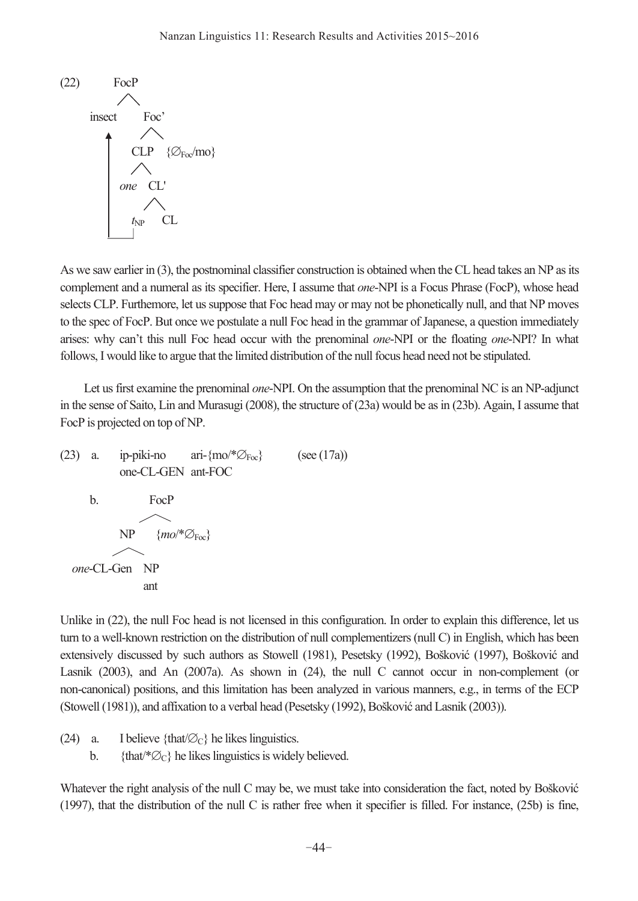```
(22)        FocP
           /    \
      insect    Foc'
        ↑      /    \
        |    CLP   {∅Foc/mo}
        |   /   \
        | one   CL'
        |      /   \
        |    tNP    CL
        |_____|
```

As we saw earlier in (3), the postnominal classifier construction is obtained when the CL head takes an NP as its complement and a numeral as its specifier. Here, I assume that *one*-NPI is a Focus Phrase (FocP), whose head selects CLP. Furthermore, let us suppose that Foc head may or may not be phonetically null, and that NP moves to the spec of FocP. But once we postulate a null Foc head in the grammar of Japanese, a question immediately arises: why can't this null Foc head occur with the prenominal *one*-NPI or the floating *one*-NPI? In what follows, I would like to argue that the limited distribution of the null focus head need not be stipulated.

Let us first examine the prenominal *one*-NPI. On the assumption that the prenominal NC is an NP-adjunct in the sense of Saito, Lin and Murasugi (2008), the structure of (23a) would be as in (23b). Again, I assume that FocP is projected on top of NP.

(23) a. ip-piki-no ari-{mo/*$\varnothing_{Foc}$} (see (17a))
one-CL-GEN ant-FOC

b.

```
               FocP
              /    \
            NP     {mo/*∅Foc}
           /   \
  one-CL-Gen    NP
                ant
```

Unlike in (22), the null Foc head is not licensed in this configuration. In order to explain this difference, let us turn to a well-known restriction on the distribution of null complementizers (null C) in English, which has been extensively discussed by such authors as Stowell (1981), Pesetsky (1992), Bošković (1997), Bošković and Lasnik (2003), and An (2007a). As shown in (24), the null C cannot occur in non-complement (or non-canonical) positions, and this limitation has been analyzed in various manners, e.g., in terms of the ECP (Stowell (1981)), and affixation to a verbal head (Pesetsky (1992), Bošković and Lasnik (2003)).

(24) a. I believe {that/$\varnothing_C$} he likes linguistics.
b. {that/*$\varnothing_C$} he likes linguistics is widely believed.

Whatever the right analysis of the null C may be, we must take into consideration the fact, noted by Bošković (1997), that the distribution of the null C is rather free when it specifier is filled. For instance, (25b) is fine,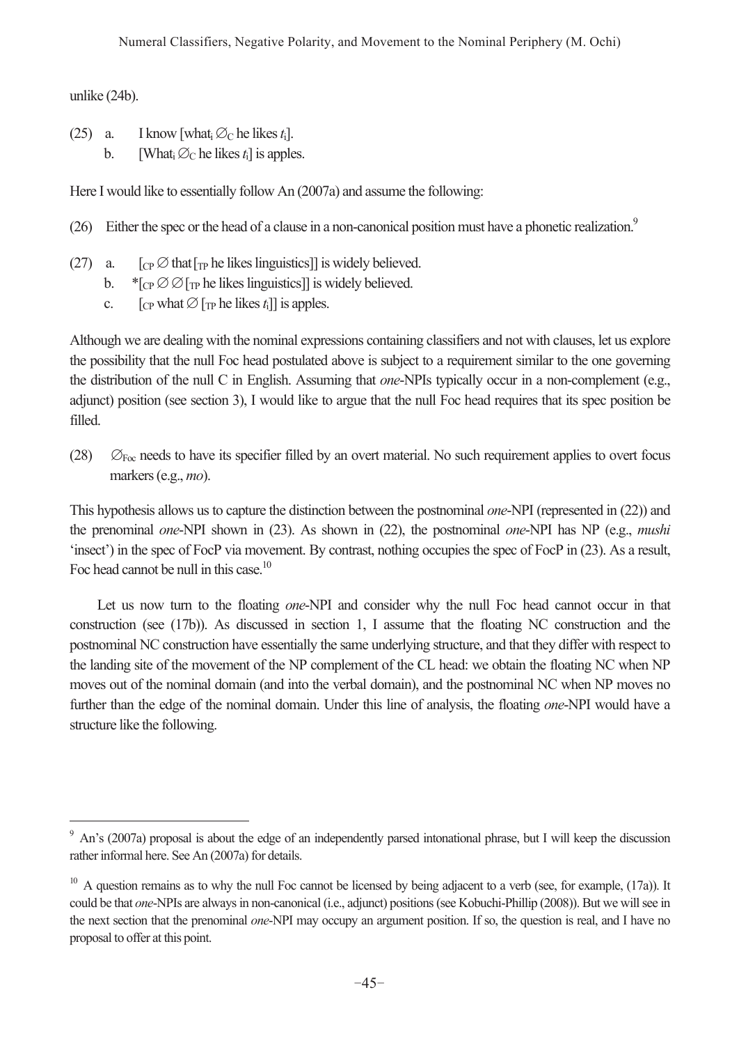unlike (24b).

(25) a. I know [what$_i$ $\varnothing_C$ he likes $t_i$].

b. [What$_i$ $\varnothing_C$ he likes $t_i$] is apples.

Here I would like to essentially follow An (2007a) and assume the following:

(26) Either the spec or the head of a clause in a non-canonical position must have a phonetic realization.[9]

(27) a. [$_{CP}$ $\varnothing$ that [$_{TP}$ he likes linguistics]] is widely believed.

b. *[$_{CP}$ $\varnothing$ $\varnothing$ [$_{TP}$ he likes linguistics]] is widely believed.

c. [$_{CP}$ what $\varnothing$ [$_{TP}$ he likes $t_i$]] is apples.

Although we are dealing with the nominal expressions containing classifiers and not with clauses, let us explore the possibility that the null Foc head postulated above is subject to a requirement similar to the one governing the distribution of the null C in English. Assuming that *one*-NPIs typically occur in a non-complement (e.g., adjunct) position (see section 3), I would like to argue that the null Foc head requires that its spec position be filled.

(28) $\varnothing_{Foc}$ needs to have its specifier filled by an overt material. No such requirement applies to overt focus markers (e.g., *mo*).

This hypothesis allows us to capture the distinction between the postnominal *one*-NPI (represented in (22)) and the prenominal *one*-NPI shown in (23). As shown in (22), the postnominal *one*-NPI has NP (e.g., *mushi* 'insect') in the spec of FocP via movement. By contrast, nothing occupies the spec of FocP in (23). As a result, Foc head cannot be null in this case.[10]

Let us now turn to the floating *one*-NPI and consider why the null Foc head cannot occur in that construction (see (17b)). As discussed in section 1, I assume that the floating NC construction and the postnominal NC construction have essentially the same underlying structure, and that they differ with respect to the landing site of the movement of the NP complement of the CL head: we obtain the floating NC when NP moves out of the nominal domain (and into the verbal domain), and the postnominal NC when NP moves no further than the edge of the nominal domain. Under this line of analysis, the floating *one*-NPI would have a structure like the following.

---

[9] An's (2007a) proposal is about the edge of an independently parsed intonational phrase, but I will keep the discussion rather informal here. See An (2007a) for details.

[10] A question remains as to why the null Foc cannot be licensed by being adjacent to a verb (see, for example, (17a)). It could be that *one*-NPIs are always in non-canonical (i.e., adjunct) positions (see Kobuchi-Phillip (2008)). But we will see in the next section that the prenominal *one*-NPI may occupy an argument position. If so, the question is real, and I have no proposal to offer at this point.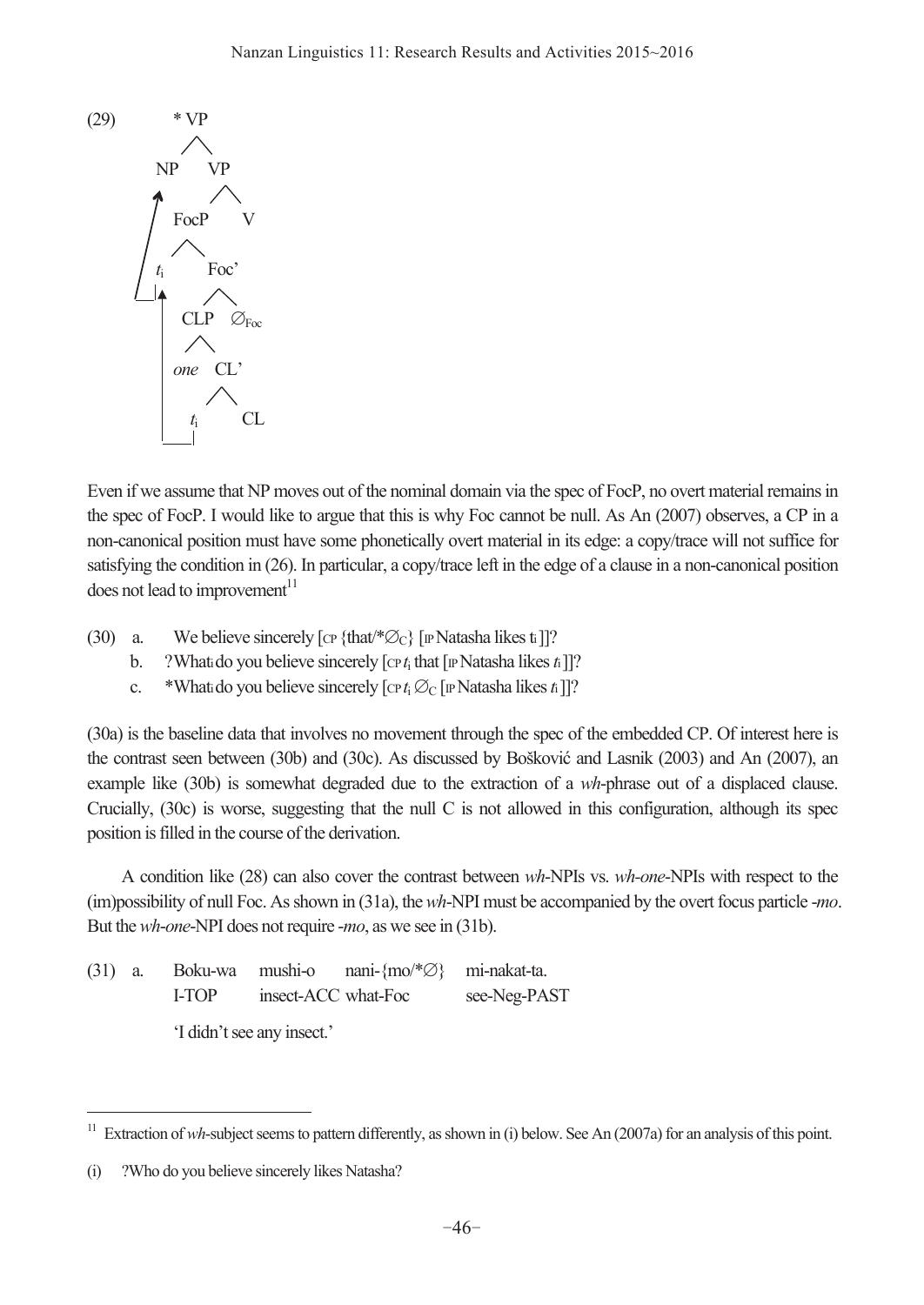(29)

```
          * VP
         /    \
       NP      VP
       ^      /   \
       |   FocP    V
       |   /   \
       | t_i   Foc'
       |  ^   /    \
       |__| CLP    ∅_Foc
          | /  \
          | one  CL'
          |     /   \
          |   t_i    CL
          |____|
```

Even if we assume that NP moves out of the nominal domain via the spec of FocP, no overt material remains in the spec of FocP. I would like to argue that this is why Foc cannot be null. As An (2007) observes, a CP in a non-canonical position must have some phonetically overt material in its edge: a copy/trace will not suffice for satisfying the condition in (26). In particular, a copy/trace left in the edge of a clause in a non-canonical position does not lead to improvement[11]

(30) a. We believe sincerely [$_{CP}$ {that/*$\varnothing_C$} [$_{IP}$ Natasha likes $t_i$]]?
   b. ?What$_i$ do you believe sincerely [$_{CP}$ $t_i$ that [$_{IP}$ Natasha likes $t_i$]]?
   c. *What$_i$ do you believe sincerely [$_{CP}$ $t_i$ $\varnothing_C$ [$_{IP}$ Natasha likes $t_i$]]?

(30a) is the baseline data that involves no movement through the spec of the embedded CP. Of interest here is the contrast seen between (30b) and (30c). As discussed by Bošković and Lasnik (2003) and An (2007), an example like (30b) is somewhat degraded due to the extraction of a *wh*-phrase out of a displaced clause. Crucially, (30c) is worse, suggesting that the null C is not allowed in this configuration, although its spec position is filled in the course of the derivation.

A condition like (28) can also cover the contrast between *wh*-NPIs vs. *wh-one*-NPIs with respect to the (im)possibility of null Foc. As shown in (31a), the *wh*-NPI must be accompanied by the overt focus particle *-mo*. But the *wh-one*-NPI does not require *-mo*, as we see in (31b).

(31) a. Boku-wa  mushi-o  nani-{mo/*∅}  mi-nakat-ta.
   I-TOP  insect-ACC what-Foc  see-Neg-PAST
   'I didn't see any insect.'

---

[11] Extraction of *wh*-subject seems to pattern differently, as shown in (i) below. See An (2007a) for an analysis of this point.

(i) ?Who do you believe sincerely likes Natasha?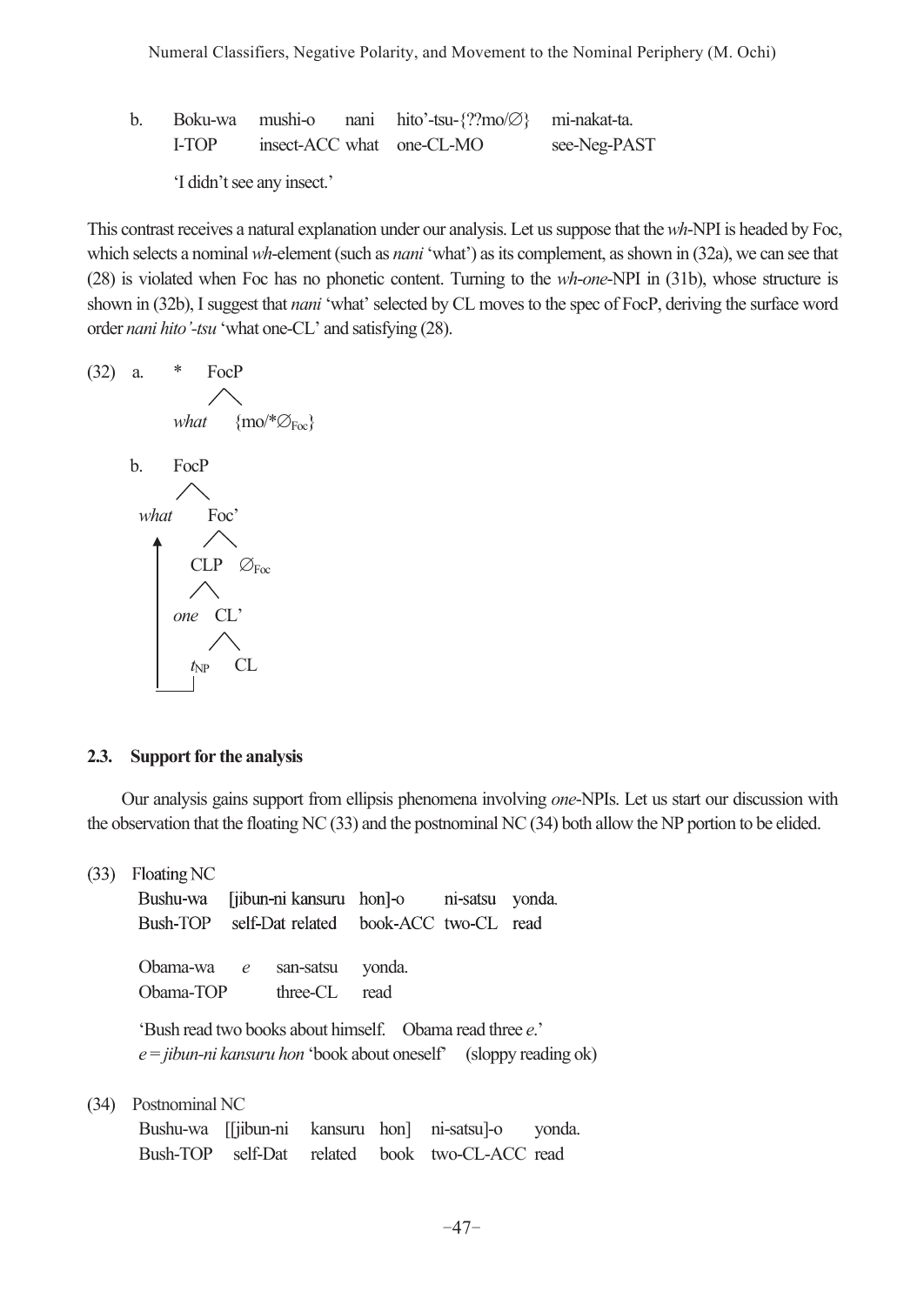b. Boku-wa mushi-o nani hito'-tsu-{??mo/∅} mi-nakat-ta.
   I-TOP insect-ACC what one-CL-MO see-Neg-PAST
   'I didn't see any insect.'

This contrast receives a natural explanation under our analysis. Let us suppose that the *wh*-NPI is headed by Foc, which selects a nominal *wh*-element (such as *nani* 'what') as its complement, as shown in (32a), we can see that (28) is violated when Foc has no phonetic content. Turning to the *wh-one*-NPI in (31b), whose structure is shown in (32b), I suggest that *nani* 'what' selected by CL moves to the spec of FocP, deriving the surface word order *nani hito'-tsu* 'what one-CL' and satisfying (28).

(32) a. * [FocP *what* {mo/*$\varnothing_{Foc}$}]

b. [FocP *what* [Foc' [CLP *one* [CL' $t_{NP}$ CL]] $\varnothing_{Foc}$]]

(*what* moves from the position of $t_{NP}$ to the specifier of FocP)

### 2.3. Support for the analysis

Our analysis gains support from ellipsis phenomena involving *one*-NPIs. Let us start our discussion with the observation that the floating NC (33) and the postnominal NC (34) both allow the NP portion to be elided.

(33) Floating NC
   Bushu-wa [jibun-ni kansuru hon]-o ni-satsu yonda.
   Bush-TOP self-Dat related book-ACC two-CL read

   Obama-wa *e* san-satsu yonda.
   Obama-TOP three-CL read

   'Bush read two books about himself. Obama read three *e*.'
   *e* = *jibun-ni kansuru hon* 'book about oneself' (sloppy reading ok)

(34) Postnominal NC
   Bushu-wa [[jibun-ni kansuru hon] ni-satsu]-o yonda.
   Bush-TOP self-Dat related book two-CL-ACC read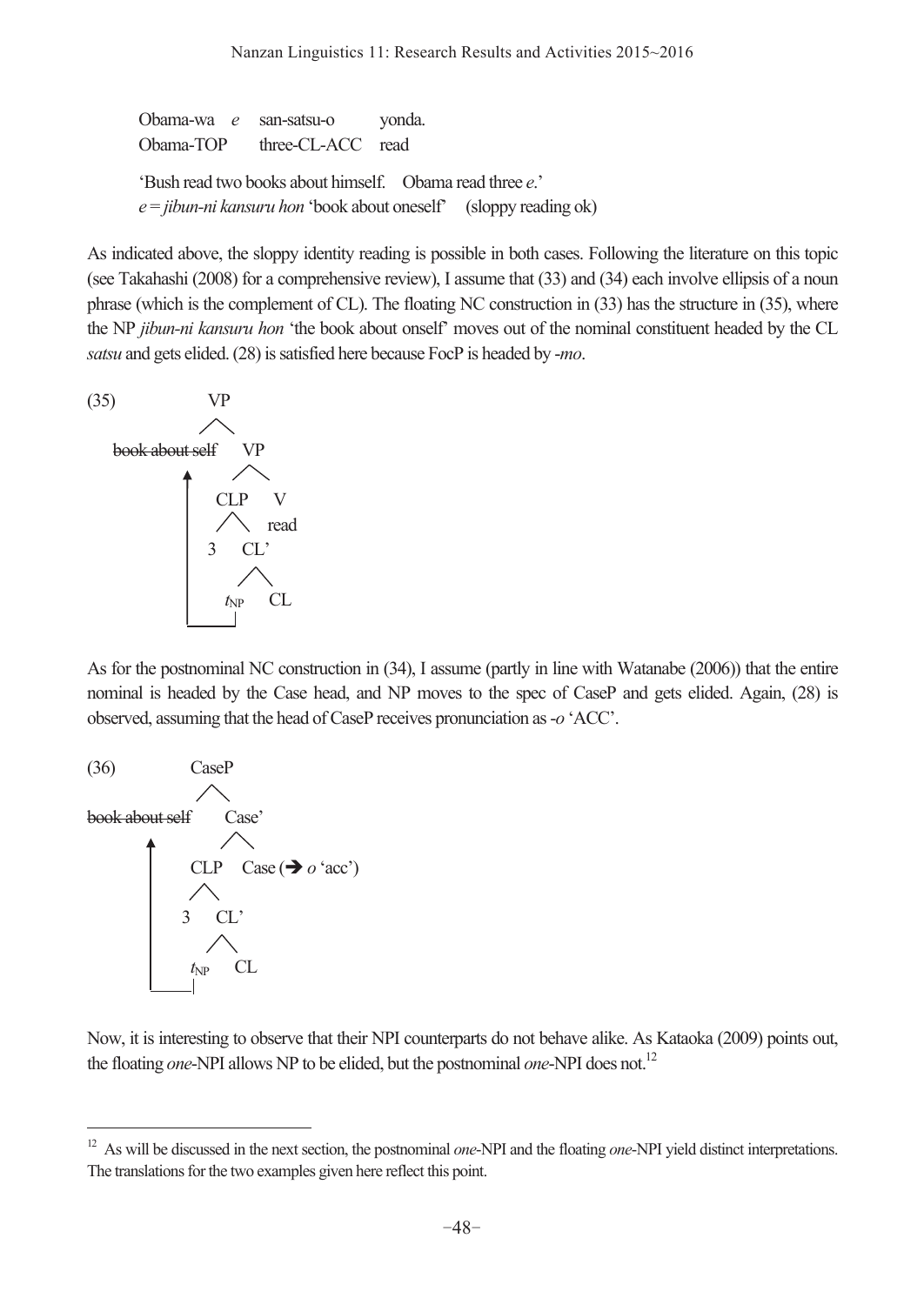Obama-wa *e* san-satsu-o yonda.
Obama-TOP three-CL-ACC read

'Bush read two books about himself. Obama read three *e*.'
*e* = *jibun-ni kansuru hon* 'book about oneself' (sloppy reading ok)

As indicated above, the sloppy identity reading is possible in both cases. Following the literature on this topic (see Takahashi (2008) for a comprehensive review), I assume that (33) and (34) each involve ellipsis of a noun phrase (which is the complement of CL). The floating NC construction in (33) has the structure in (35), where the NP *jibun-ni kansuru hon* 'the book about onself' moves out of the nominal constituent headed by the CL *satsu* and gets elided. (28) is satisfied here because FocP is headed by *-mo*.

(35)

```
              VP
             /  \
~~book about self~~   VP
    ^              /  \
    |           CLP    V
    |          /  \   read
    |         3    CL'
    |             /  \
    |__________ t_NP   CL
```

As for the postnominal NC construction in (34), I assume (partly in line with Watanabe (2006)) that the entire nominal is headed by the Case head, and NP moves to the spec of CaseP and gets elided. Again, (28) is observed, assuming that the head of CaseP receives pronunciation as *-o* 'ACC'.

(36)

```
              CaseP
             /    \
~~book about self~~   Case'
    ^              /    \
    |           CLP     Case (→ o 'acc')
    |          /  \
    |         3    CL'
    |             /  \
    |__________ t_NP   CL
```

Now, it is interesting to observe that their NPI counterparts do not behave alike. As Kataoka (2009) points out, the floating *one*-NPI allows NP to be elided, but the postnominal *one*-NPI does not.[12]

---

[12] As will be discussed in the next section, the postnominal *one*-NPI and the floating *one*-NPI yield distinct interpretations. The translations for the two examples given here reflect this point.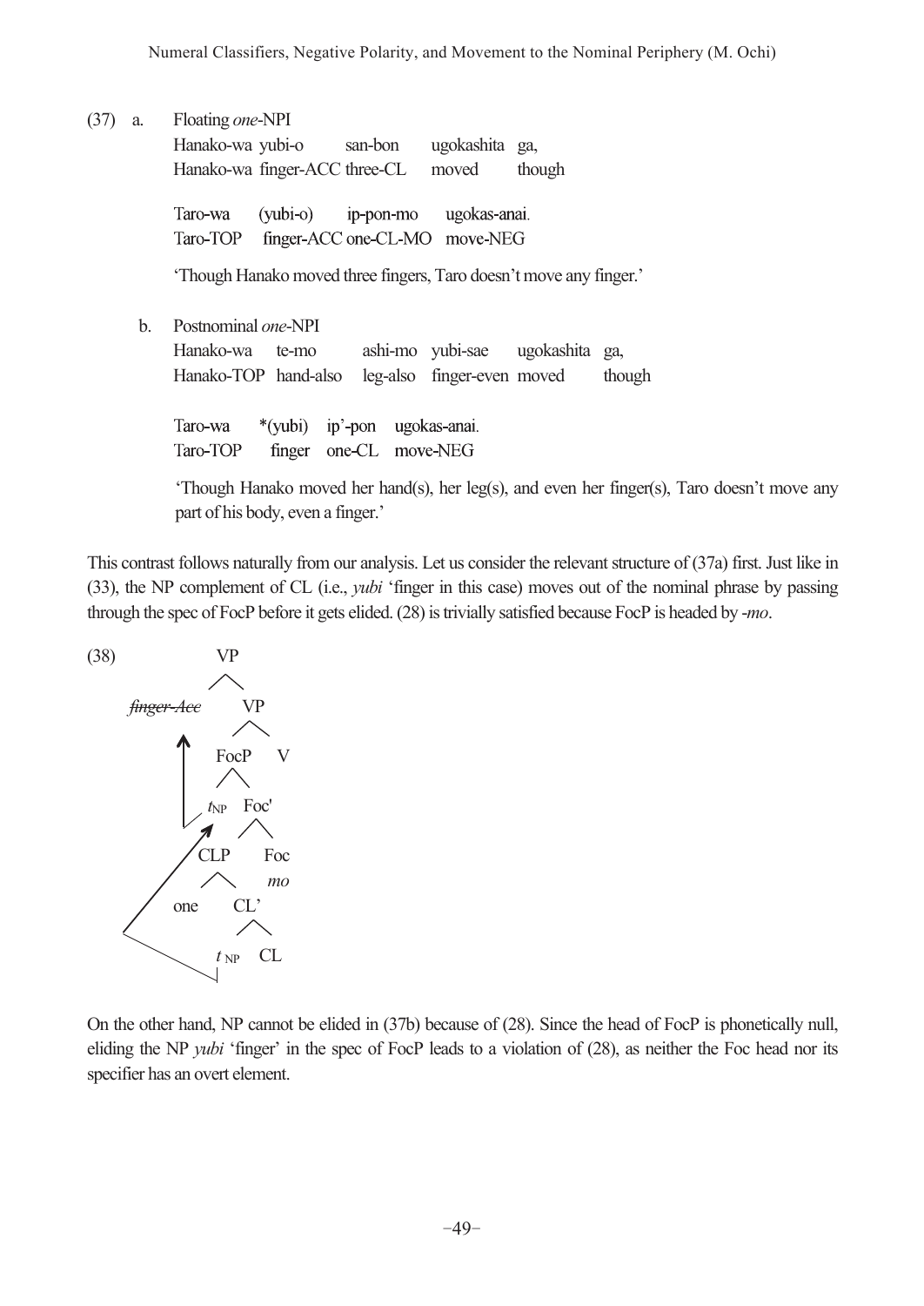(37) a. Floating *one*-NPI

Hanako-wa yubi-o san-bon ugokashita ga,
Hanako-wa finger-ACC three-CL moved though

Taro-wa (yubi-o) ip-pon-mo ugokas-anai.
Taro-TOP finger-ACC one-CL-MO move-NEG

'Though Hanako moved three fingers, Taro doesn't move any finger.'

b. Postnominal *one*-NPI

Hanako-wa te-mo ashi-mo yubi-sae ugokashita ga,
Hanako-TOP hand-also leg-also finger-even moved though

Taro-wa *(yubi) ip'-pon ugokas-anai.
Taro-TOP finger one-CL move-NEG

'Though Hanako moved her hand(s), her leg(s), and even her finger(s), Taro doesn't move any part of his body, even a finger.'

This contrast follows naturally from our analysis. Let us consider the relevant structure of (37a) first. Just like in (33), the NP complement of CL (i.e., *yubi* 'finger in this case) moves out of the nominal phrase by passing through the spec of FocP before it gets elided. (28) is trivially satisfied because FocP is headed by *-mo*.

(38)

```
                VP
               /  \
    ~~finger-Acc~~   VP
        ↑           /  \
        |        FocP    V
        |        /   \
        |____ t_NP   Foc'
               ↗     /   \
             CLP       Foc
            /   \      mo
         one     CL'
                /   \
             t_NP    CL
```

On the other hand, NP cannot be elided in (37b) because of (28). Since the head of FocP is phonetically null, eliding the NP *yubi* 'finger' in the spec of FocP leads to a violation of (28), as neither the Foc head nor its specifier has an overt element.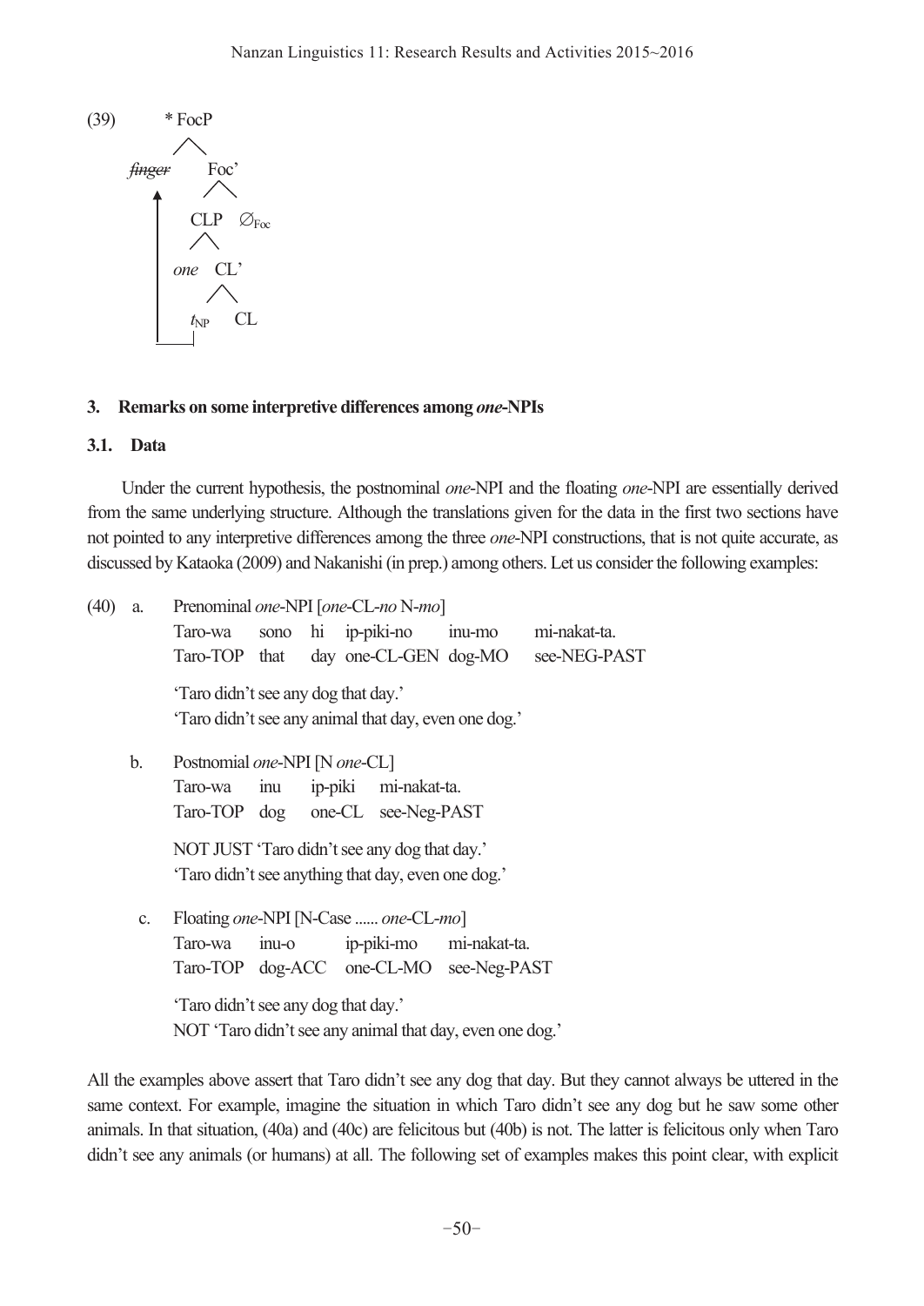(39)

```
        * FocP
        /    \
  finger      Foc'
    ↑        /    \
    |      CLP    ∅Foc
    |     /   \
    |   one    CL'
    |         /   \
    |       t_NP    CL
    |________|
```

(*finger* is struck through in the original.)

### 3. Remarks on some interpretive differences among *one*-NPIs

#### 3.1. Data

Under the current hypothesis, the postnominal *one*-NPI and the floating *one*-NPI are essentially derived from the same underlying structure. Although the translations given for the data in the first two sections have not pointed to any interpretive differences among the three *one*-NPI constructions, that is not quite accurate, as discussed by Kataoka (2009) and Nakanishi (in prep.) among others. Let us consider the following examples:

(40) a. Prenominal *one*-NPI [*one*-CL-*no* N-*mo*]

| Taro-wa | sono | hi | ip-piki-no | inu-mo | mi-nakat-ta. |
|---|---|---|---|---|---|
| Taro-TOP | that | day | one-CL-GEN | dog-MO | see-NEG-PAST |

'Taro didn't see any dog that day.'
'Taro didn't see any animal that day, even one dog.'

b. Postnomial *one*-NPI [N *one*-CL]

| Taro-wa | inu | ip-piki | mi-nakat-ta. |
|---|---|---|---|
| Taro-TOP | dog | one-CL | see-Neg-PAST |

NOT JUST 'Taro didn't see any dog that day.'
'Taro didn't see anything that day, even one dog.'

c. Floating *one*-NPI [N-Case ...... *one*-CL-*mo*]

| Taro-wa | inu-o | ip-piki-mo | mi-nakat-ta. |
|---|---|---|---|
| Taro-TOP | dog-ACC | one-CL-MO | see-Neg-PAST |

'Taro didn't see any dog that day.'
NOT 'Taro didn't see any animal that day, even one dog.'

All the examples above assert that Taro didn't see any dog that day. But they cannot always be uttered in the same context. For example, imagine the situation in which Taro didn't see any dog but he saw some other animals. In that situation, (40a) and (40c) are felicitous but (40b) is not. The latter is felicitous only when Taro didn't see any animals (or humans) at all. The following set of examples makes this point clear, with explicit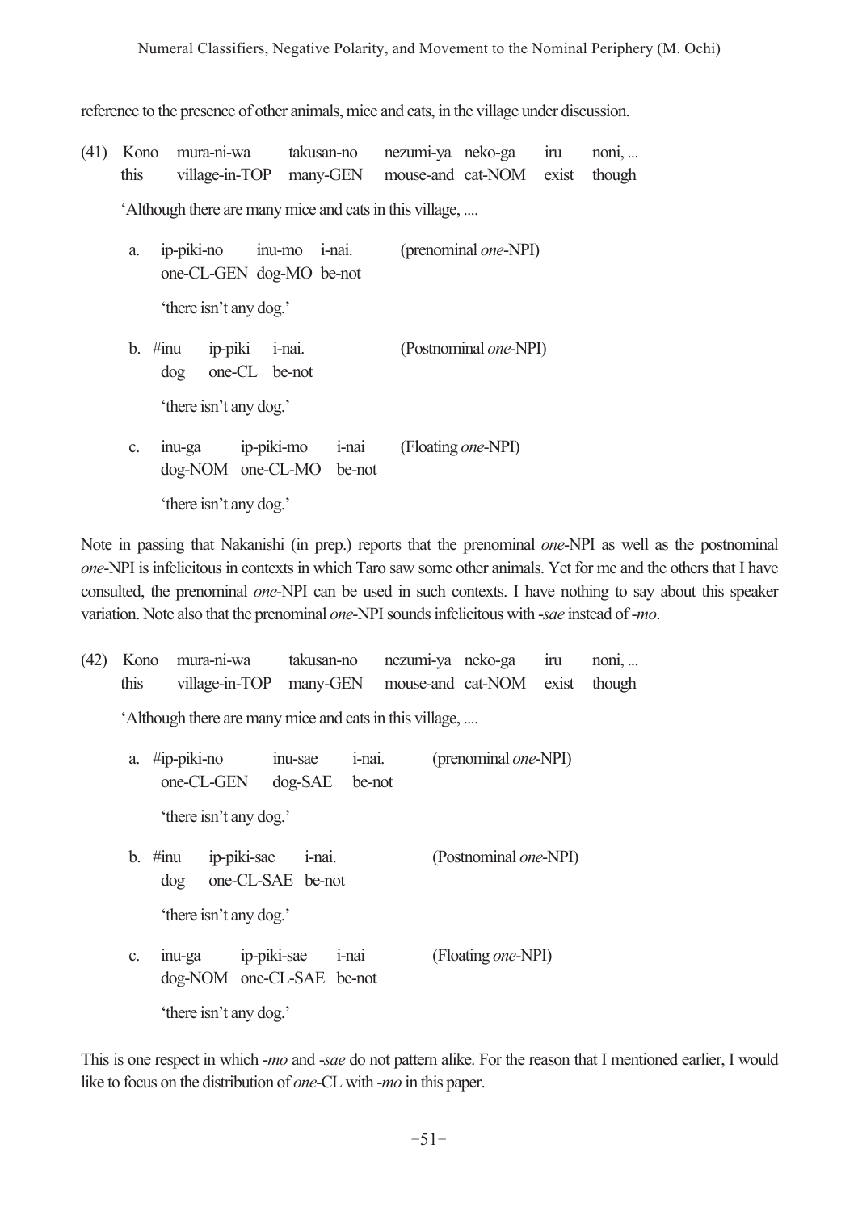reference to the presence of other animals, mice and cats, in the village under discussion.

(41) Kono mura-ni-wa takusan-no nezumi-ya neko-ga iru noni, ...
this village-in-TOP many-GEN mouse-and cat-NOM exist though

'Although there are many mice and cats in this village, ....

a. ip-piki-no inu-mo i-nai. (prenominal *one*-NPI)
one-CL-GEN dog-MO be-not

'there isn't any dog.'

b. #inu ip-piki i-nai. (Postnominal *one*-NPI)
dog one-CL be-not

'there isn't any dog.'

c. inu-ga ip-piki-mo i-nai (Floating *one*-NPI)
dog-NOM one-CL-MO be-not

'there isn't any dog.'

Note in passing that Nakanishi (in prep.) reports that the prenominal *one*-NPI as well as the postnominal *one*-NPI is infelicitous in contexts in which Taro saw some other animals. Yet for me and the others that I have consulted, the prenominal *one*-NPI can be used in such contexts. I have nothing to say about this speaker variation. Note also that the prenominal *one*-NPI sounds infelicitous with -*sae* instead of -*mo*.

(42) Kono mura-ni-wa takusan-no nezumi-ya neko-ga iru noni, ...
this village-in-TOP many-GEN mouse-and cat-NOM exist though

'Although there are many mice and cats in this village, ....

a. #ip-piki-no inu-sae i-nai. (prenominal *one*-NPI)
one-CL-GEN dog-SAE be-not

'there isn't any dog.'

b. #inu ip-piki-sae i-nai. (Postnominal *one*-NPI)
dog one-CL-SAE be-not

'there isn't any dog.'

c. inu-ga ip-piki-sae i-nai (Floating *one*-NPI)
dog-NOM one-CL-SAE be-not

'there isn't any dog.'

This is one respect in which -*mo* and -*sae* do not pattern alike. For the reason that I mentioned earlier, I would like to focus on the distribution of *one*-CL with -*mo* in this paper.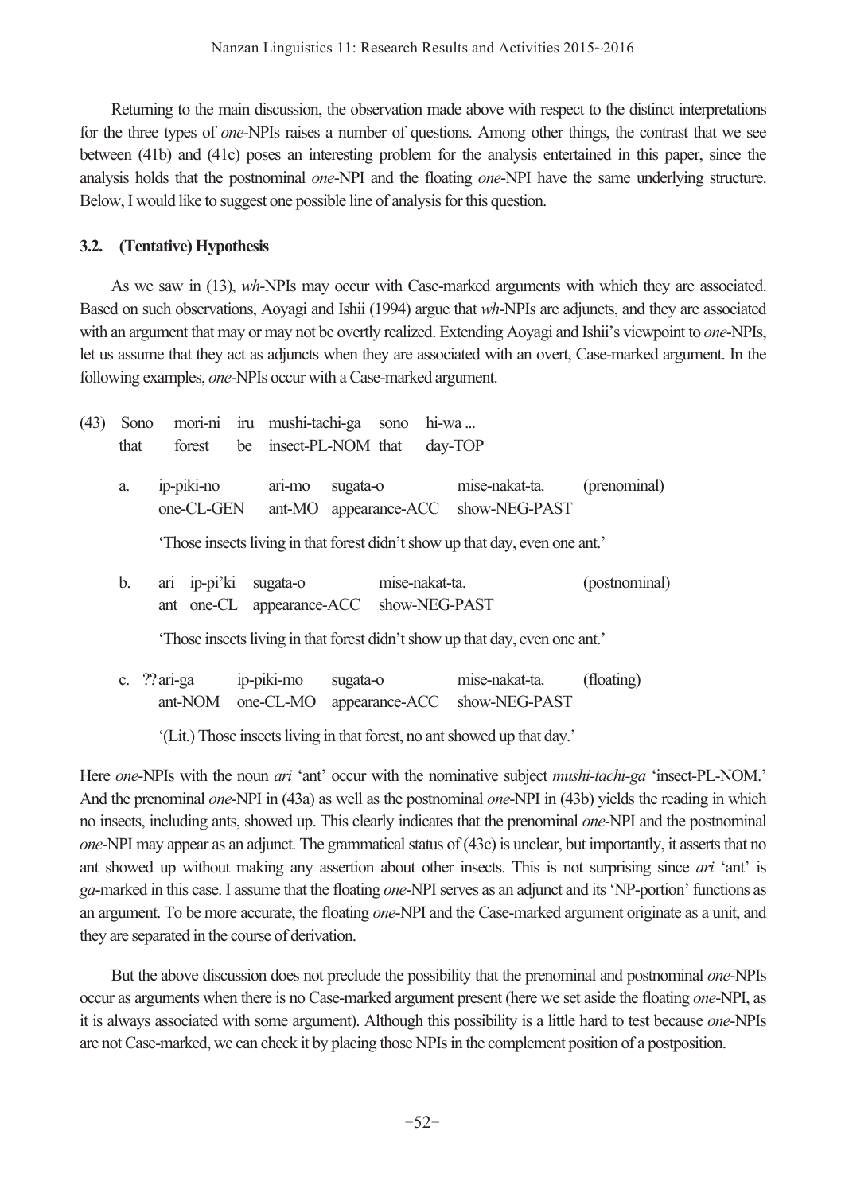Returning to the main discussion, the observation made above with respect to the distinct interpretations for the three types of *one*-NPIs raises a number of questions. Among other things, the contrast that we see between (41b) and (41c) poses an interesting problem for the analysis entertained in this paper, since the analysis holds that the postnominal *one*-NPI and the floating *one*-NPI have the same underlying structure. Below, I would like to suggest one possible line of analysis for this question.

### 3.2. (Tentative) Hypothesis

As we saw in (13), *wh*-NPIs may occur with Case-marked arguments with which they are associated. Based on such observations, Aoyagi and Ishii (1994) argue that *wh*-NPIs are adjuncts, and they are associated with an argument that may or may not be overtly realized. Extending Aoyagi and Ishii's viewpoint to *one*-NPIs, let us assume that they act as adjuncts when they are associated with an overt, Case-marked argument. In the following examples, *one*-NPIs occur with a Case-marked argument.

(43) Sono mori-ni iru mushi-tachi-ga sono hi-wa ...
that forest be insect-PL-NOM that day-TOP

a. ip-piki-no ari-mo sugata-o mise-nakat-ta. (prenominal)
one-CL-GEN ant-MO appearance-ACC show-NEG-PAST

'Those insects living in that forest didn't show up that day, even one ant.'

b. ari ip-pi'ki sugata-o mise-nakat-ta. (postnominal)
ant one-CL appearance-ACC show-NEG-PAST

'Those insects living in that forest didn't show up that day, even one ant.'

c. ??ari-ga ip-piki-mo sugata-o mise-nakat-ta. (floating)
ant-NOM one-CL-MO appearance-ACC show-NEG-PAST

'(Lit.) Those insects living in that forest, no ant showed up that day.'

Here *one*-NPIs with the noun *ari* 'ant' occur with the nominative subject *mushi-tachi-ga* 'insect-PL-NOM.' And the prenominal *one*-NPI in (43a) as well as the postnominal *one*-NPI in (43b) yields the reading in which no insects, including ants, showed up. This clearly indicates that the prenominal *one*-NPI and the postnominal *one*-NPI may appear as an adjunct. The grammatical status of (43c) is unclear, but importantly, it asserts that no ant showed up without making any assertion about other insects. This is not surprising since *ari* 'ant' is *ga*-marked in this case. I assume that the floating *one*-NPI serves as an adjunct and its 'NP-portion' functions as an argument. To be more accurate, the floating *one*-NPI and the Case-marked argument originate as a unit, and they are separated in the course of derivation.

But the above discussion does not preclude the possibility that the prenominal and postnominal *one*-NPIs occur as arguments when there is no Case-marked argument present (here we set aside the floating *one*-NPI, as it is always associated with some argument). Although this possibility is a little hard to test because *one*-NPIs are not Case-marked, we can check it by placing those NPIs in the complement position of a postposition.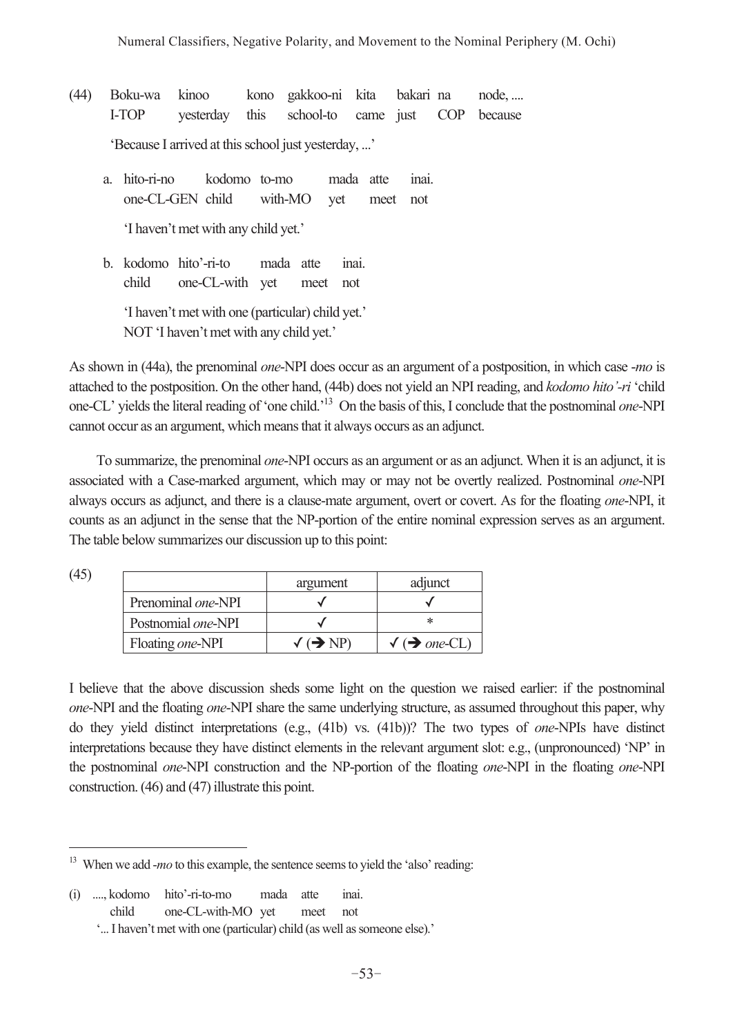(44) Boku-wa kinoo kono gakkoo-ni kita bakari na node, ....
I-TOP yesterday this school-to came just COP because

'Because I arrived at this school just yesterday, ...'

a. hito-ri-no kodomo to-mo mada atte inai.
one-CL-GEN child with-MO yet meet not

'I haven't met with any child yet.'

b. kodomo hito'-ri-to mada atte inai.
child one-CL-with yet meet not

'I haven't met with one (particular) child yet.'
NOT 'I haven't met with any child yet.'

As shown in (44a), the prenominal *one*-NPI does occur as an argument of a postposition, in which case *-mo* is attached to the postposition. On the other hand, (44b) does not yield an NPI reading, and *kodomo hito'-ri* 'child one-CL' yields the literal reading of 'one child.'[13] On the basis of this, I conclude that the postnominal *one*-NPI cannot occur as an argument, which means that it always occurs as an adjunct.

To summarize, the prenominal *one*-NPI occurs as an argument or as an adjunct. When it is an adjunct, it is associated with a Case-marked argument, which may or may not be overtly realized. Postnominal *one*-NPI always occurs as adjunct, and there is a clause-mate argument, overt or covert. As for the floating *one*-NPI, it counts as an adjunct in the sense that the NP-portion of the entire nominal expression serves as an argument. The table below summarizes our discussion up to this point:

(45)

| | argument | adjunct |
|---|---|---|
| Prenominal *one*-NPI | ✓ | ✓ |
| Postnomial *one*-NPI | ✓ | * |
| Floating *one*-NPI | ✓ (➔ NP) | ✓ (➔ *one*-CL) |

I believe that the above discussion sheds some light on the question we raised earlier: if the postnominal *one*-NPI and the floating *one*-NPI share the same underlying structure, as assumed throughout this paper, why do they yield distinct interpretations (e.g., (41b) vs. (41b))? The two types of *one*-NPIs have distinct interpretations because they have distinct elements in the relevant argument slot: e.g., (unpronounced) 'NP' in the postnominal *one*-NPI construction and the NP-portion of the floating *one*-NPI in the floating *one*-NPI construction. (46) and (47) illustrate this point.

---

[13] When we add *-mo* to this example, the sentence seems to yield the 'also' reading:

(i) ...., kodomo hito'-ri-to-mo mada atte inai.
child one-CL-with-MO yet meet not

'... I haven't met with one (particular) child (as well as someone else).'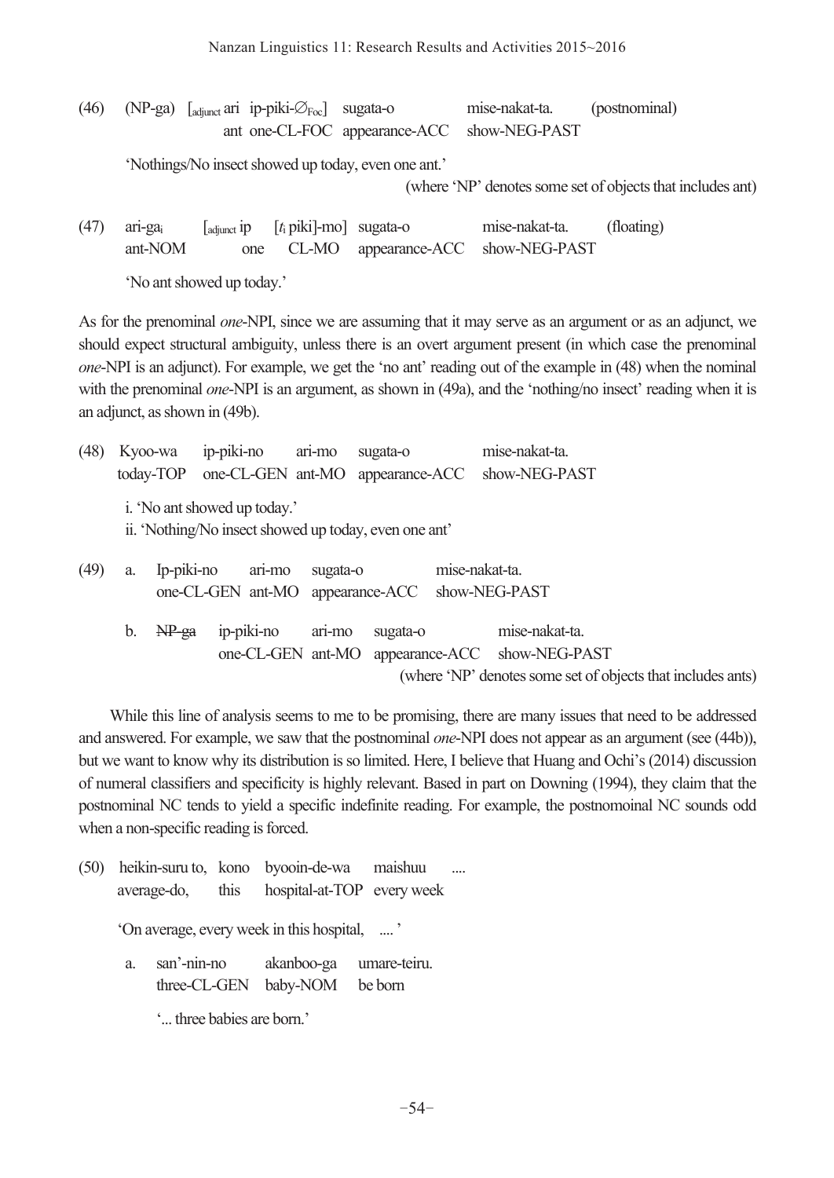(46) (NP-ga) [$_{adjunct}$ ari ip-piki-$\varnothing_{Foc}$] sugata-o mise-nakat-ta. (postnominal)
     ant one-CL-FOC appearance-ACC show-NEG-PAST

'Nothings/No insect showed up today, even one ant.'

(where 'NP' denotes some set of objects that includes ant)

(47) ari-ga$_i$ [$_{adjunct}$ ip [$t_i$ piki]-mo] sugata-o mise-nakat-ta. (floating)
     ant-NOM one CL-MO appearance-ACC show-NEG-PAST

'No ant showed up today.'

As for the prenominal *one*-NPI, since we are assuming that it may serve as an argument or as an adjunct, we should expect structural ambiguity, unless there is an overt argument present (in which case the prenominal *one*-NPI is an adjunct). For example, we get the 'no ant' reading out of the example in (48) when the nominal with the prenominal *one*-NPI is an argument, as shown in (49a), and the 'nothing/no insect' reading when it is an adjunct, as shown in (49b).

(48) Kyoo-wa ip-piki-no ari-mo sugata-o mise-nakat-ta.
     today-TOP one-CL-GEN ant-MO appearance-ACC show-NEG-PAST

i. 'No ant showed up today.'
ii. 'Nothing/No insect showed up today, even one ant'

(49) a. Ip-piki-no ari-mo sugata-o mise-nakat-ta.
     one-CL-GEN ant-MO appearance-ACC show-NEG-PAST

b. ~~NP-ga~~ ip-piki-no ari-mo sugata-o mise-nakat-ta.
     one-CL-GEN ant-MO appearance-ACC show-NEG-PAST

(where 'NP' denotes some set of objects that includes ants)

While this line of analysis seems to me to be promising, there are many issues that need to be addressed and answered. For example, we saw that the postnominal *one*-NPI does not appear as an argument (see (44b)), but we want to know why its distribution is so limited. Here, I believe that Huang and Ochi's (2014) discussion of numeral classifiers and specificity is highly relevant. Based in part on Downing (1994), they claim that the postnominal NC tends to yield a specific indefinite reading. For example, the postnomoinal NC sounds odd when a non-specific reading is forced.

(50) heikin-suru to, kono byooin-de-wa maishuu ....
     average-do, this hospital-at-TOP every week

'On average, every week in this hospital, .... '

a. san'-nin-no akanboo-ga umare-teiru.
   three-CL-GEN baby-NOM be born

'... three babies are born.'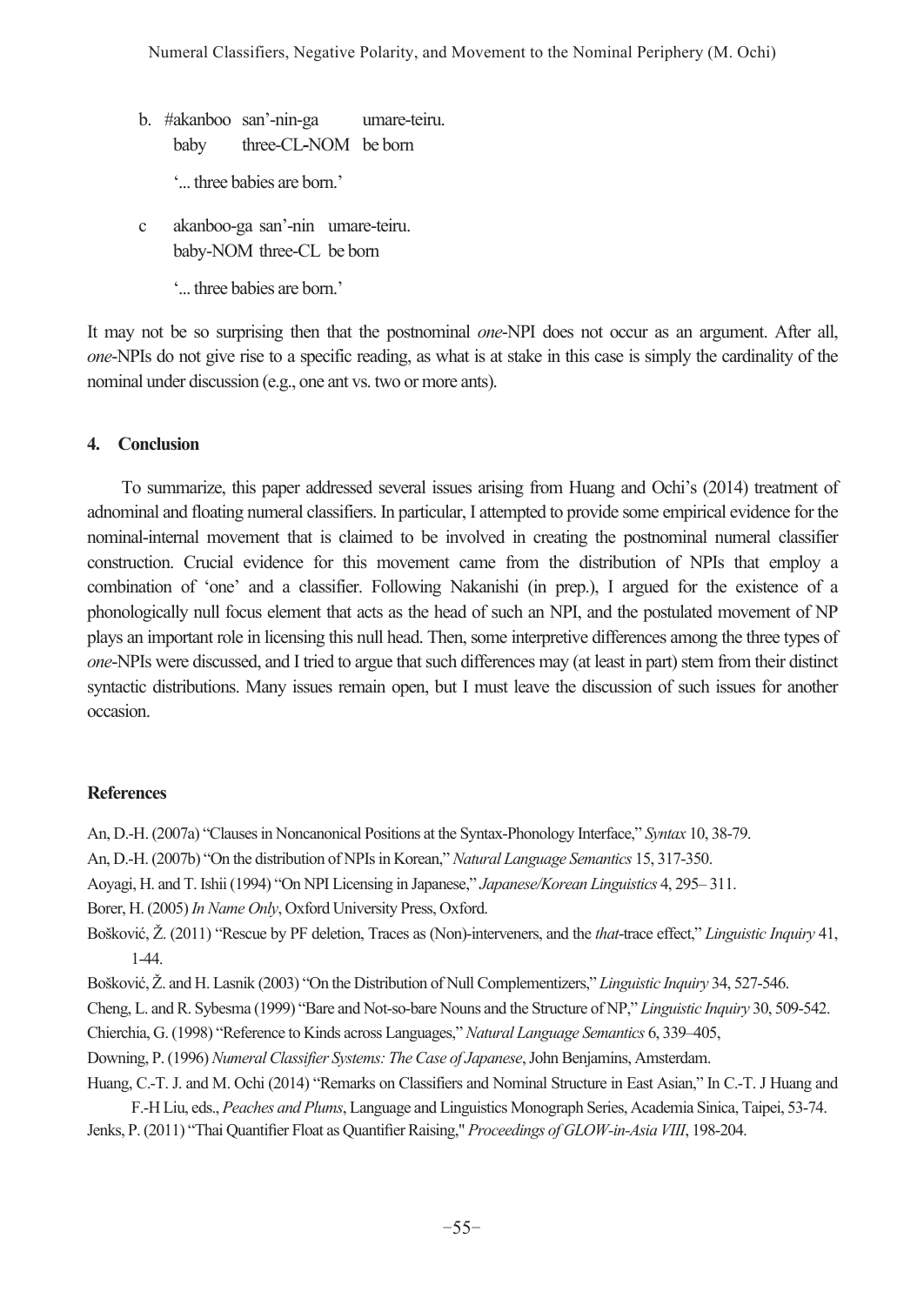b. #akanboo san'-nin-ga umare-teiru.
   baby three-CL-NOM be born

   '... three babies are born.'

c akanboo-ga san'-nin umare-teiru.
  baby-NOM three-CL be born

  '... three babies are born.'

It may not be so surprising then that the postnominal *one*-NPI does not occur as an argument. After all, *one*-NPIs do not give rise to a specific reading, as what is at stake in this case is simply the cardinality of the nominal under discussion (e.g., one ant vs. two or more ants).

## 4. Conclusion

To summarize, this paper addressed several issues arising from Huang and Ochi's (2014) treatment of adnominal and floating numeral classifiers. In particular, I attempted to provide some empirical evidence for the nominal-internal movement that is claimed to be involved in creating the postnominal numeral classifier construction. Crucial evidence for this movement came from the distribution of NPIs that employ a combination of 'one' and a classifier. Following Nakanishi (in prep.), I argued for the existence of a phonologically null focus element that acts as the head of such an NPI, and the postulated movement of NP plays an important role in licensing this null head. Then, some interpretive differences among the three types of *one*-NPIs were discussed, and I tried to argue that such differences may (at least in part) stem from their distinct syntactic distributions. Many issues remain open, but I must leave the discussion of such issues for another occasion.

## References

An, D.-H. (2007a) "Clauses in Noncanonical Positions at the Syntax-Phonology Interface," *Syntax* 10, 38-79.

An, D.-H. (2007b) "On the distribution of NPIs in Korean," *Natural Language Semantics* 15, 317-350.

Aoyagi, H. and T. Ishii (1994) "On NPI Licensing in Japanese," *Japanese/Korean Linguistics* 4, 295– 311.

Borer, H. (2005) *In Name Only*, Oxford University Press, Oxford.

Bošković, Ž. (2011) "Rescue by PF deletion, Traces as (Non)-interveners, and the *that*-trace effect," *Linguistic Inquiry* 41, 1-44.

Bošković, Ž. and H. Lasnik (2003) "On the Distribution of Null Complementizers," *Linguistic Inquiry* 34, 527-546.

Cheng, L. and R. Sybesma (1999) "Bare and Not-so-bare Nouns and the Structure of NP," *Linguistic Inquiry* 30, 509-542.

Chierchia, G. (1998) "Reference to Kinds across Languages," *Natural Language Semantics* 6, 339–405,

Downing, P. (1996) *Numeral Classifier Systems: The Case of Japanese*, John Benjamins, Amsterdam.

Huang, C.-T. J. and M. Ochi (2014) "Remarks on Classifiers and Nominal Structure in East Asian," In C.-T. J Huang and F.-H Liu, eds., *Peaches and Plums*, Language and Linguistics Monograph Series, Academia Sinica, Taipei, 53-74.

Jenks, P. (2011) "Thai Quantifier Float as Quantifier Raising," *Proceedings of GLOW-in-Asia VIII*, 198-204.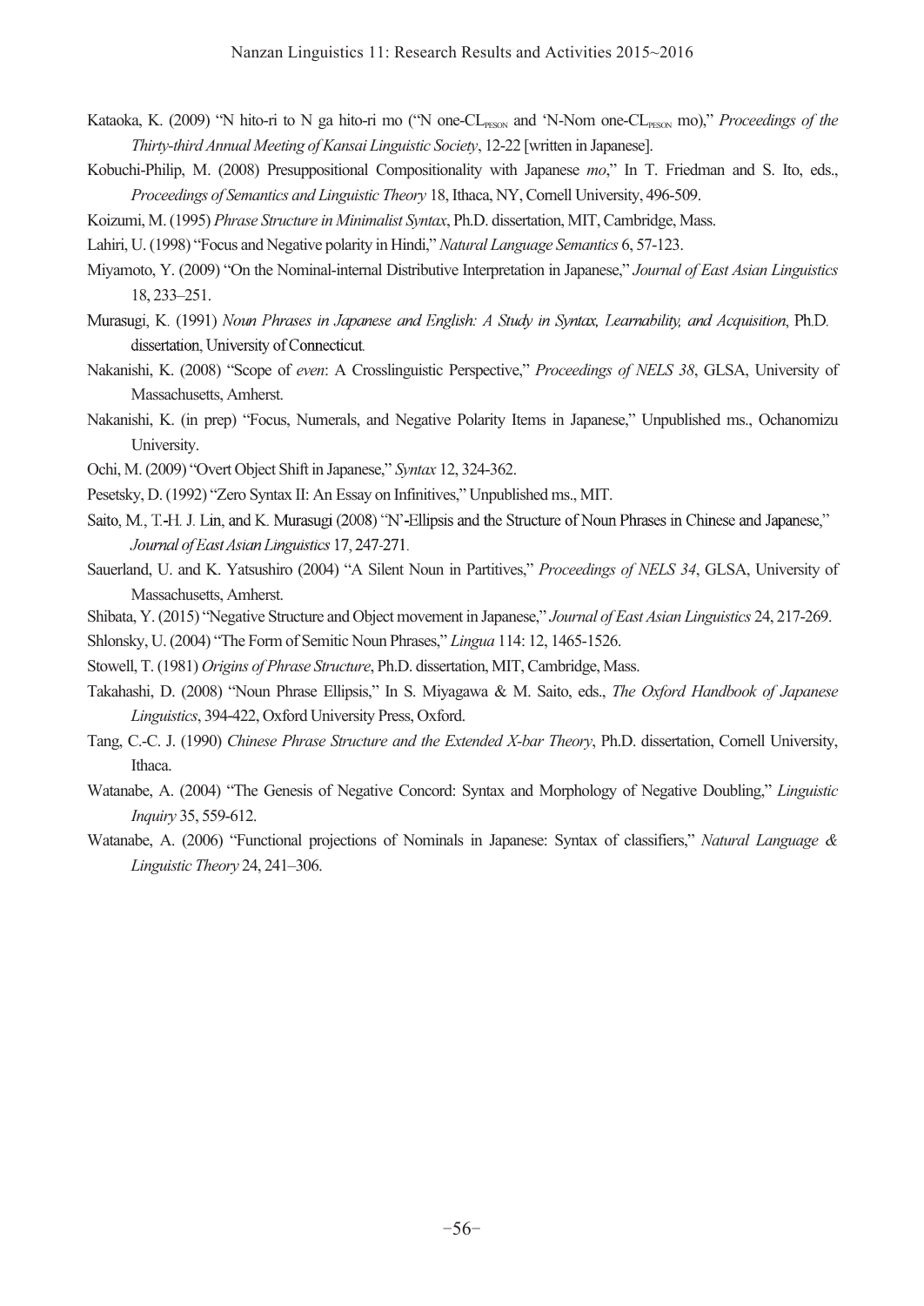Kataoka, K. (2009) "N hito-ri to N ga hito-ri mo ("N one-$CL_{PESON}$ and 'N-Nom one-$CL_{PESON}$ mo)," *Proceedings of the Thirty-third Annual Meeting of Kansai Linguistic Society*, 12-22 [written in Japanese].

Kobuchi-Philip, M. (2008) Presuppositional Compositionality with Japanese *mo*," In T. Friedman and S. Ito, eds., *Proceedings of Semantics and Linguistic Theory* 18, Ithaca, NY, Cornell University, 496-509.

Koizumi, M. (1995) *Phrase Structure in Minimalist Syntax*, Ph.D. dissertation, MIT, Cambridge, Mass.

Lahiri, U. (1998) "Focus and Negative polarity in Hindi," *Natural Language Semantics* 6, 57-123.

Miyamoto, Y. (2009) "On the Nominal-internal Distributive Interpretation in Japanese," *Journal of East Asian Linguistics* 18, 233–251.

Murasugi, K. (1991) *Noun Phrases in Japanese and English: A Study in Syntax, Learnability, and Acquisition*, Ph.D. dissertation, University of Connecticut.

Nakanishi, K. (2008) "Scope of *even*: A Crosslinguistic Perspective," *Proceedings of NELS 38*, GLSA, University of Massachusetts, Amherst.

Nakanishi, K. (in prep) "Focus, Numerals, and Negative Polarity Items in Japanese," Unpublished ms., Ochanomizu University.

Ochi, M. (2009) "Overt Object Shift in Japanese," *Syntax* 12, 324-362.

Pesetsky, D. (1992) "Zero Syntax II: An Essay on Infinitives," Unpublished ms., MIT.

Saito, M., T.-H. J. Lin, and K. Murasugi (2008) "N'-Ellipsis and the Structure of Noun Phrases in Chinese and Japanese," *Journal of East Asian Linguistics* 17, 247-271.

Sauerland, U. and K. Yatsushiro (2004) "A Silent Noun in Partitives," *Proceedings of NELS 34*, GLSA, University of Massachusetts, Amherst.

Shibata, Y. (2015) "Negative Structure and Object movement in Japanese," *Journal of East Asian Linguistics* 24, 217-269.

Shlonsky, U. (2004) "The Form of Semitic Noun Phrases," *Lingua* 114: 12, 1465-1526.

Stowell, T. (1981) *Origins of Phrase Structure*, Ph.D. dissertation, MIT, Cambridge, Mass.

Takahashi, D. (2008) "Noun Phrase Ellipsis," In S. Miyagawa & M. Saito, eds., *The Oxford Handbook of Japanese Linguistics*, 394-422, Oxford University Press, Oxford.

Tang, C.-C. J. (1990) *Chinese Phrase Structure and the Extended X-bar Theory*, Ph.D. dissertation, Cornell University, Ithaca.

Watanabe, A. (2004) "The Genesis of Negative Concord: Syntax and Morphology of Negative Doubling," *Linguistic Inquiry* 35, 559-612.

Watanabe, A. (2006) "Functional projections of Nominals in Japanese: Syntax of classifiers," *Natural Language & Linguistic Theory* 24, 241–306.